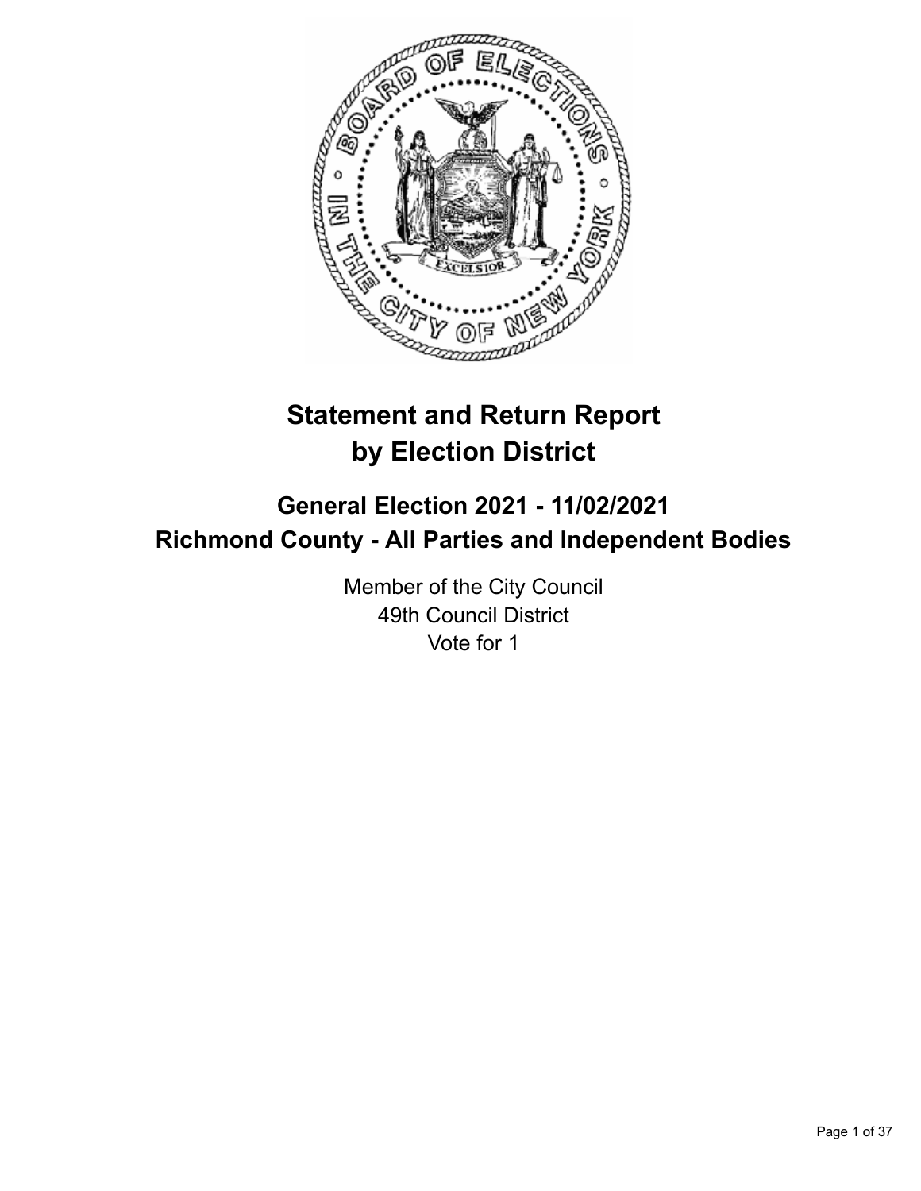# Statement and Return Report by Election District

## General Election 2021 - 11/02/2021
## Richmond County - All Parties and Independent Bodies

Member of the City Council
49th Council District
Vote for 1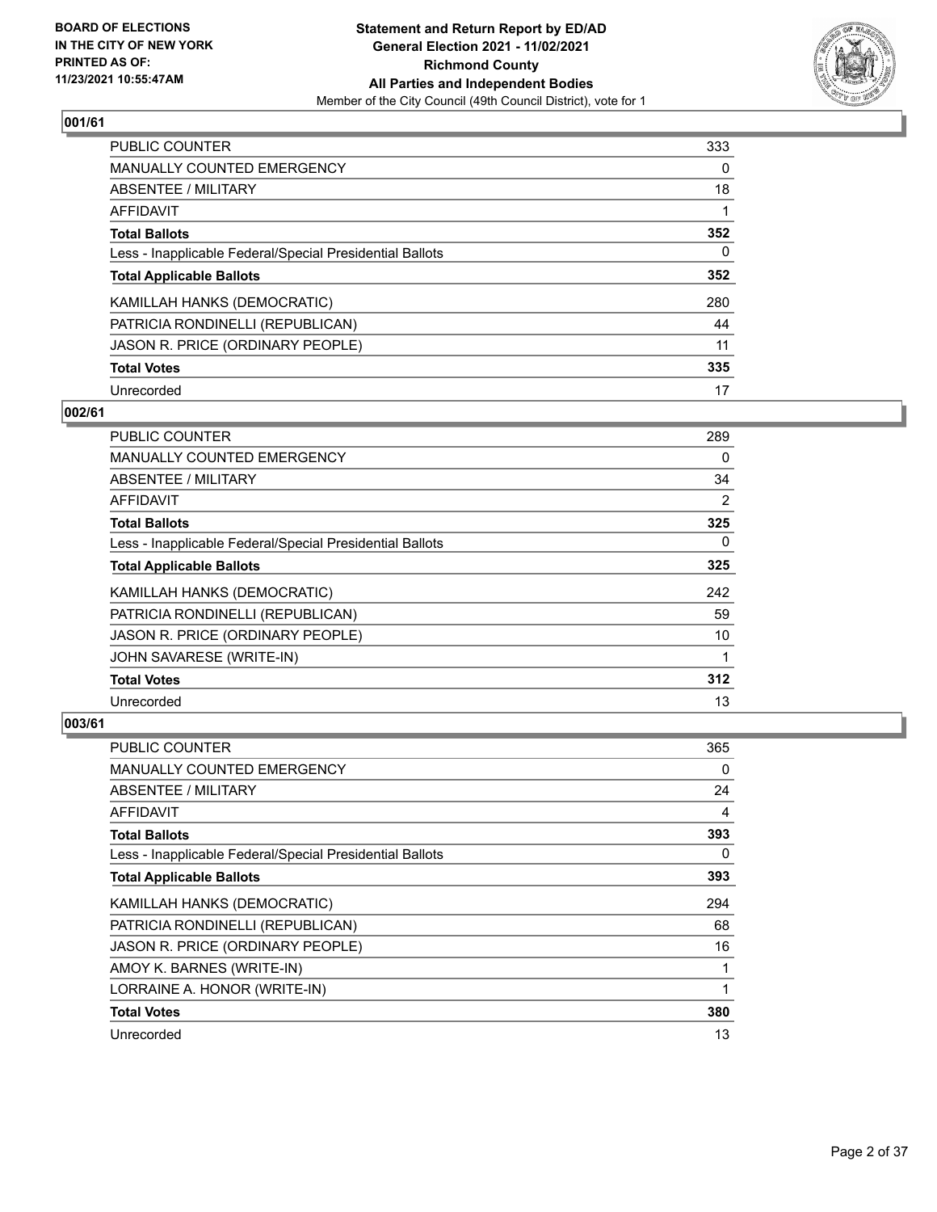BOARD OF ELECTIONS
IN THE CITY OF NEW YORK
PRINTED AS OF:
11/23/2021 10:55:47AM

**Statement and Return Report by ED/AD**
**General Election 2021 - 11/02/2021**
**Richmond County**
**All Parties and Independent Bodies**
Member of the City Council (49th Council District), vote for 1

### 001/61

| | |
|---|---|
| PUBLIC COUNTER | 333 |
| MANUALLY COUNTED EMERGENCY | 0 |
| ABSENTEE / MILITARY | 18 |
| AFFIDAVIT | 1 |
| **Total Ballots** | **352** |
| Less - Inapplicable Federal/Special Presidential Ballots | 0 |
| **Total Applicable Ballots** | **352** |
| KAMILLAH HANKS (DEMOCRATIC) | 280 |
| PATRICIA RONDINELLI (REPUBLICAN) | 44 |
| JASON R. PRICE (ORDINARY PEOPLE) | 11 |
| **Total Votes** | **335** |
| Unrecorded | 17 |

### 002/61

| | |
|---|---|
| PUBLIC COUNTER | 289 |
| MANUALLY COUNTED EMERGENCY | 0 |
| ABSENTEE / MILITARY | 34 |
| AFFIDAVIT | 2 |
| **Total Ballots** | **325** |
| Less - Inapplicable Federal/Special Presidential Ballots | 0 |
| **Total Applicable Ballots** | **325** |
| KAMILLAH HANKS (DEMOCRATIC) | 242 |
| PATRICIA RONDINELLI (REPUBLICAN) | 59 |
| JASON R. PRICE (ORDINARY PEOPLE) | 10 |
| JOHN SAVARESE (WRITE-IN) | 1 |
| **Total Votes** | **312** |
| Unrecorded | 13 |

### 003/61

| | |
|---|---|
| PUBLIC COUNTER | 365 |
| MANUALLY COUNTED EMERGENCY | 0 |
| ABSENTEE / MILITARY | 24 |
| AFFIDAVIT | 4 |
| **Total Ballots** | **393** |
| Less - Inapplicable Federal/Special Presidential Ballots | 0 |
| **Total Applicable Ballots** | **393** |
| KAMILLAH HANKS (DEMOCRATIC) | 294 |
| PATRICIA RONDINELLI (REPUBLICAN) | 68 |
| JASON R. PRICE (ORDINARY PEOPLE) | 16 |
| AMOY K. BARNES (WRITE-IN) | 1 |
| LORRAINE A. HONOR (WRITE-IN) | 1 |
| **Total Votes** | **380** |
| Unrecorded | 13 |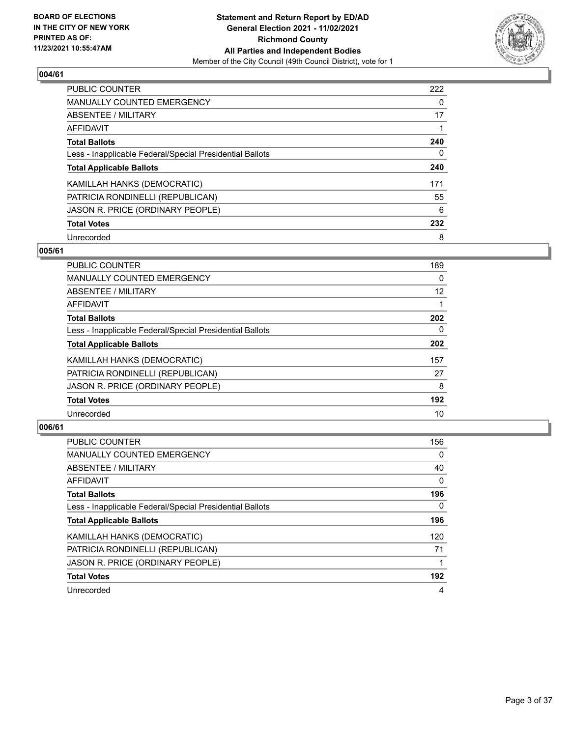### 004/61

| | |
|---|---|
| PUBLIC COUNTER | 222 |
| MANUALLY COUNTED EMERGENCY | 0 |
| ABSENTEE / MILITARY | 17 |
| AFFIDAVIT | 1 |
| **Total Ballots** | **240** |
| Less - Inapplicable Federal/Special Presidential Ballots | 0 |
| **Total Applicable Ballots** | **240** |
| KAMILLAH HANKS (DEMOCRATIC) | 171 |
| PATRICIA RONDINELLI (REPUBLICAN) | 55 |
| JASON R. PRICE (ORDINARY PEOPLE) | 6 |
| **Total Votes** | **232** |
| Unrecorded | 8 |

### 005/61

| | |
|---|---|
| PUBLIC COUNTER | 189 |
| MANUALLY COUNTED EMERGENCY | 0 |
| ABSENTEE / MILITARY | 12 |
| AFFIDAVIT | 1 |
| **Total Ballots** | **202** |
| Less - Inapplicable Federal/Special Presidential Ballots | 0 |
| **Total Applicable Ballots** | **202** |
| KAMILLAH HANKS (DEMOCRATIC) | 157 |
| PATRICIA RONDINELLI (REPUBLICAN) | 27 |
| JASON R. PRICE (ORDINARY PEOPLE) | 8 |
| **Total Votes** | **192** |
| Unrecorded | 10 |

### 006/61

| | |
|---|---|
| PUBLIC COUNTER | 156 |
| MANUALLY COUNTED EMERGENCY | 0 |
| ABSENTEE / MILITARY | 40 |
| AFFIDAVIT | 0 |
| **Total Ballots** | **196** |
| Less - Inapplicable Federal/Special Presidential Ballots | 0 |
| **Total Applicable Ballots** | **196** |
| KAMILLAH HANKS (DEMOCRATIC) | 120 |
| PATRICIA RONDINELLI (REPUBLICAN) | 71 |
| JASON R. PRICE (ORDINARY PEOPLE) | 1 |
| **Total Votes** | **192** |
| Unrecorded | 4 |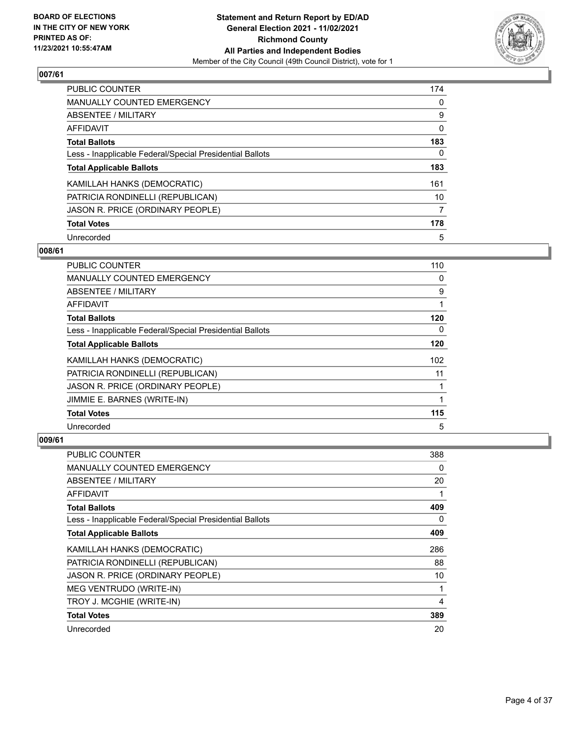BOARD OF ELECTIONS
IN THE CITY OF NEW YORK
PRINTED AS OF:
11/23/2021 10:55:47AM

**Statement and Return Report by ED/AD**
**General Election 2021 - 11/02/2021**
**Richmond County**
**All Parties and Independent Bodies**
Member of the City Council (49th Council District), vote for 1

### 007/61

| | |
|---|---|
| PUBLIC COUNTER | 174 |
| MANUALLY COUNTED EMERGENCY | 0 |
| ABSENTEE / MILITARY | 9 |
| AFFIDAVIT | 0 |
| **Total Ballots** | **183** |
| Less - Inapplicable Federal/Special Presidential Ballots | 0 |
| **Total Applicable Ballots** | **183** |
| KAMILLAH HANKS (DEMOCRATIC) | 161 |
| PATRICIA RONDINELLI (REPUBLICAN) | 10 |
| JASON R. PRICE (ORDINARY PEOPLE) | 7 |
| **Total Votes** | **178** |
| Unrecorded | 5 |

### 008/61

| | |
|---|---|
| PUBLIC COUNTER | 110 |
| MANUALLY COUNTED EMERGENCY | 0 |
| ABSENTEE / MILITARY | 9 |
| AFFIDAVIT | 1 |
| **Total Ballots** | **120** |
| Less - Inapplicable Federal/Special Presidential Ballots | 0 |
| **Total Applicable Ballots** | **120** |
| KAMILLAH HANKS (DEMOCRATIC) | 102 |
| PATRICIA RONDINELLI (REPUBLICAN) | 11 |
| JASON R. PRICE (ORDINARY PEOPLE) | 1 |
| JIMMIE E. BARNES (WRITE-IN) | 1 |
| **Total Votes** | **115** |
| Unrecorded | 5 |

### 009/61

| | |
|---|---|
| PUBLIC COUNTER | 388 |
| MANUALLY COUNTED EMERGENCY | 0 |
| ABSENTEE / MILITARY | 20 |
| AFFIDAVIT | 1 |
| **Total Ballots** | **409** |
| Less - Inapplicable Federal/Special Presidential Ballots | 0 |
| **Total Applicable Ballots** | **409** |
| KAMILLAH HANKS (DEMOCRATIC) | 286 |
| PATRICIA RONDINELLI (REPUBLICAN) | 88 |
| JASON R. PRICE (ORDINARY PEOPLE) | 10 |
| MEG VENTRUDO (WRITE-IN) | 1 |
| TROY J. MCGHIE (WRITE-IN) | 4 |
| **Total Votes** | **389** |
| Unrecorded | 20 |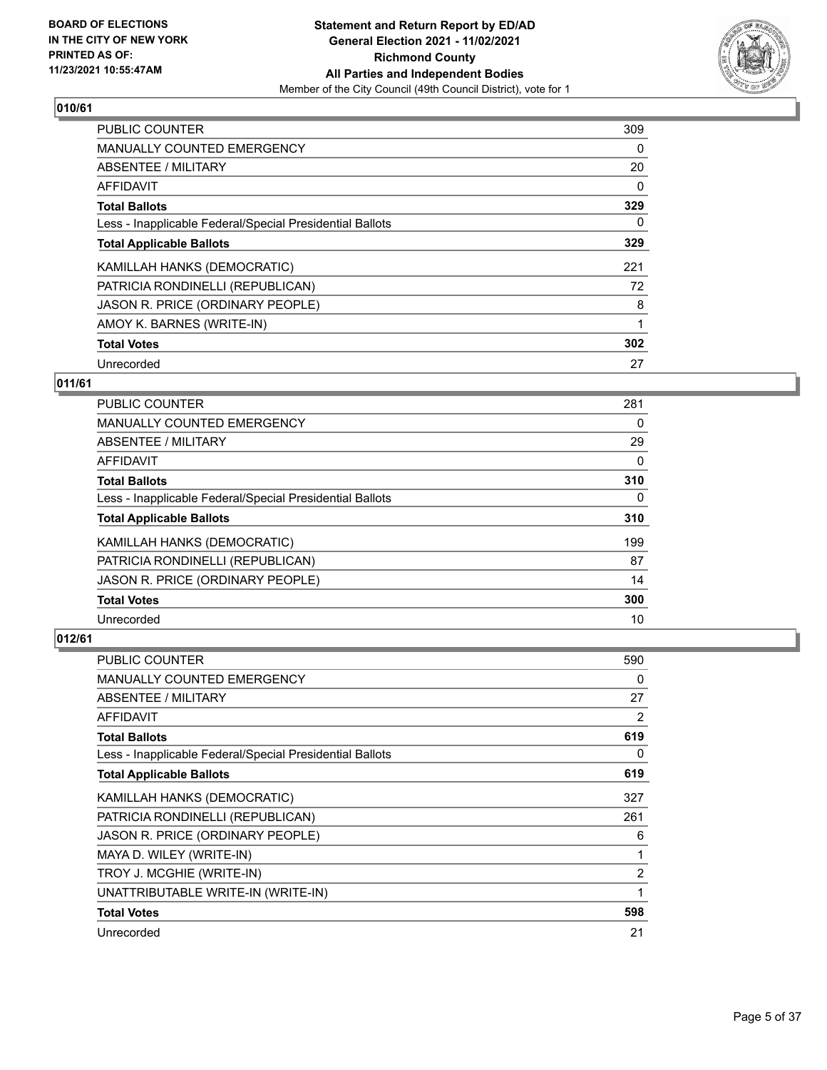**BOARD OF ELECTIONS IN THE CITY OF NEW YORK PRINTED AS OF: 11/23/2021 10:55:47AM**

**Statement and Return Report by ED/AD General Election 2021 - 11/02/2021 Richmond County All Parties and Independent Bodies**
Member of the City Council (49th Council District), vote for 1

## 010/61

| | |
|---|---|
| PUBLIC COUNTER | 309 |
| MANUALLY COUNTED EMERGENCY | 0 |
| ABSENTEE / MILITARY | 20 |
| AFFIDAVIT | 0 |
| **Total Ballots** | **329** |
| Less - Inapplicable Federal/Special Presidential Ballots | 0 |
| **Total Applicable Ballots** | **329** |
| KAMILLAH HANKS (DEMOCRATIC) | 221 |
| PATRICIA RONDINELLI (REPUBLICAN) | 72 |
| JASON R. PRICE (ORDINARY PEOPLE) | 8 |
| AMOY K. BARNES (WRITE-IN) | 1 |
| **Total Votes** | **302** |
| Unrecorded | 27 |

## 011/61

| | |
|---|---|
| PUBLIC COUNTER | 281 |
| MANUALLY COUNTED EMERGENCY | 0 |
| ABSENTEE / MILITARY | 29 |
| AFFIDAVIT | 0 |
| **Total Ballots** | **310** |
| Less - Inapplicable Federal/Special Presidential Ballots | 0 |
| **Total Applicable Ballots** | **310** |
| KAMILLAH HANKS (DEMOCRATIC) | 199 |
| PATRICIA RONDINELLI (REPUBLICAN) | 87 |
| JASON R. PRICE (ORDINARY PEOPLE) | 14 |
| **Total Votes** | **300** |
| Unrecorded | 10 |

## 012/61

| | |
|---|---|
| PUBLIC COUNTER | 590 |
| MANUALLY COUNTED EMERGENCY | 0 |
| ABSENTEE / MILITARY | 27 |
| AFFIDAVIT | 2 |
| **Total Ballots** | **619** |
| Less - Inapplicable Federal/Special Presidential Ballots | 0 |
| **Total Applicable Ballots** | **619** |
| KAMILLAH HANKS (DEMOCRATIC) | 327 |
| PATRICIA RONDINELLI (REPUBLICAN) | 261 |
| JASON R. PRICE (ORDINARY PEOPLE) | 6 |
| MAYA D. WILEY (WRITE-IN) | 1 |
| TROY J. MCGHIE (WRITE-IN) | 2 |
| UNATTRIBUTABLE WRITE-IN (WRITE-IN) | 1 |
| **Total Votes** | **598** |
| Unrecorded | 21 |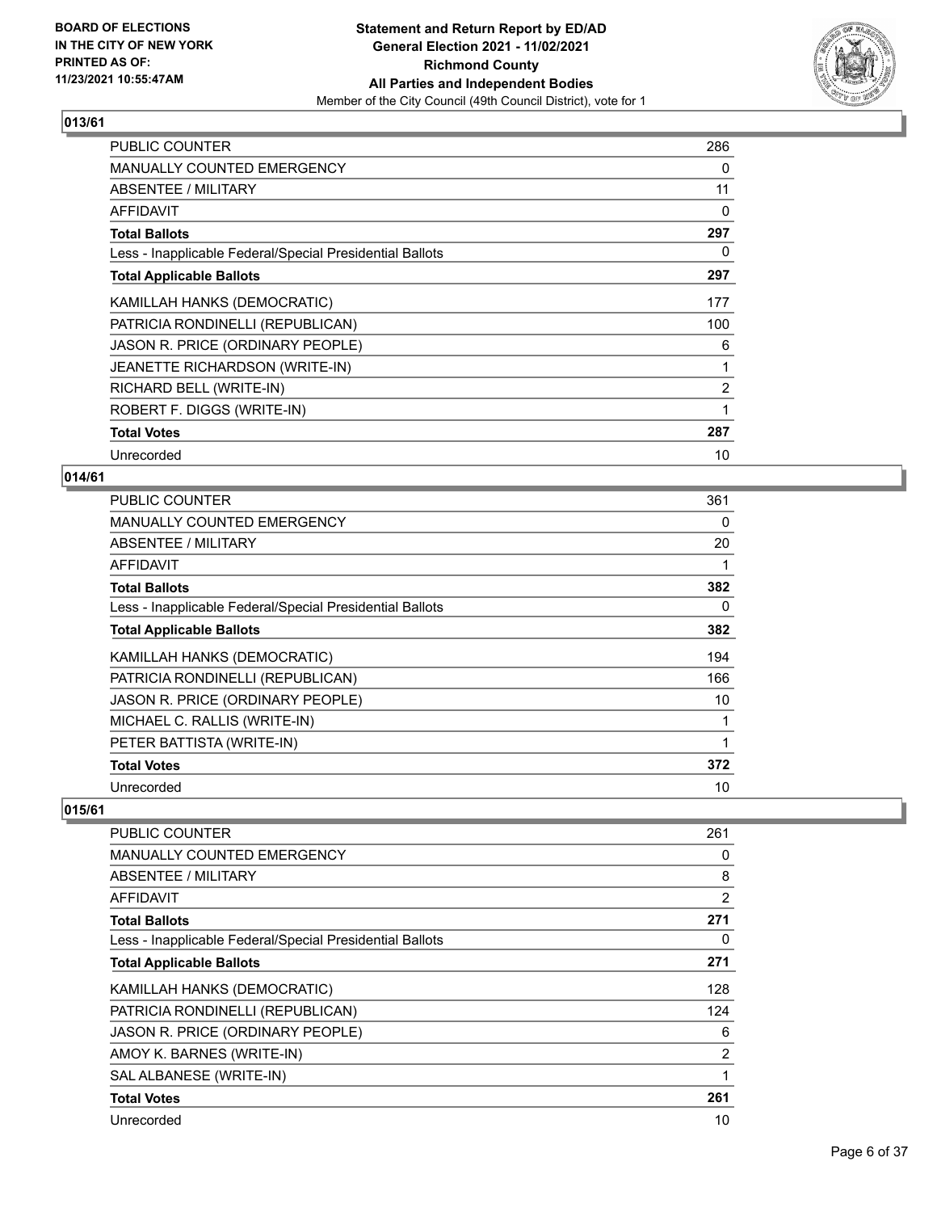BOARD OF ELECTIONS
IN THE CITY OF NEW YORK
PRINTED AS OF:
11/23/2021 10:55:47AM

**Statement and Return Report by ED/AD**
**General Election 2021 - 11/02/2021**
**Richmond County**
**All Parties and Independent Bodies**
Member of the City Council (49th Council District), vote for 1

## 013/61

| | |
|---|---|
| PUBLIC COUNTER | 286 |
| MANUALLY COUNTED EMERGENCY | 0 |
| ABSENTEE / MILITARY | 11 |
| AFFIDAVIT | 0 |
| **Total Ballots** | **297** |
| Less - Inapplicable Federal/Special Presidential Ballots | 0 |
| **Total Applicable Ballots** | **297** |
| KAMILLAH HANKS (DEMOCRATIC) | 177 |
| PATRICIA RONDINELLI (REPUBLICAN) | 100 |
| JASON R. PRICE (ORDINARY PEOPLE) | 6 |
| JEANETTE RICHARDSON (WRITE-IN) | 1 |
| RICHARD BELL (WRITE-IN) | 2 |
| ROBERT F. DIGGS (WRITE-IN) | 1 |
| **Total Votes** | **287** |
| Unrecorded | 10 |

## 014/61

| | |
|---|---|
| PUBLIC COUNTER | 361 |
| MANUALLY COUNTED EMERGENCY | 0 |
| ABSENTEE / MILITARY | 20 |
| AFFIDAVIT | 1 |
| **Total Ballots** | **382** |
| Less - Inapplicable Federal/Special Presidential Ballots | 0 |
| **Total Applicable Ballots** | **382** |
| KAMILLAH HANKS (DEMOCRATIC) | 194 |
| PATRICIA RONDINELLI (REPUBLICAN) | 166 |
| JASON R. PRICE (ORDINARY PEOPLE) | 10 |
| MICHAEL C. RALLIS (WRITE-IN) | 1 |
| PETER BATTISTA (WRITE-IN) | 1 |
| **Total Votes** | **372** |
| Unrecorded | 10 |

## 015/61

| | |
|---|---|
| PUBLIC COUNTER | 261 |
| MANUALLY COUNTED EMERGENCY | 0 |
| ABSENTEE / MILITARY | 8 |
| AFFIDAVIT | 2 |
| **Total Ballots** | **271** |
| Less - Inapplicable Federal/Special Presidential Ballots | 0 |
| **Total Applicable Ballots** | **271** |
| KAMILLAH HANKS (DEMOCRATIC) | 128 |
| PATRICIA RONDINELLI (REPUBLICAN) | 124 |
| JASON R. PRICE (ORDINARY PEOPLE) | 6 |
| AMOY K. BARNES (WRITE-IN) | 2 |
| SAL ALBANESE (WRITE-IN) | 1 |
| **Total Votes** | **261** |
| Unrecorded | 10 |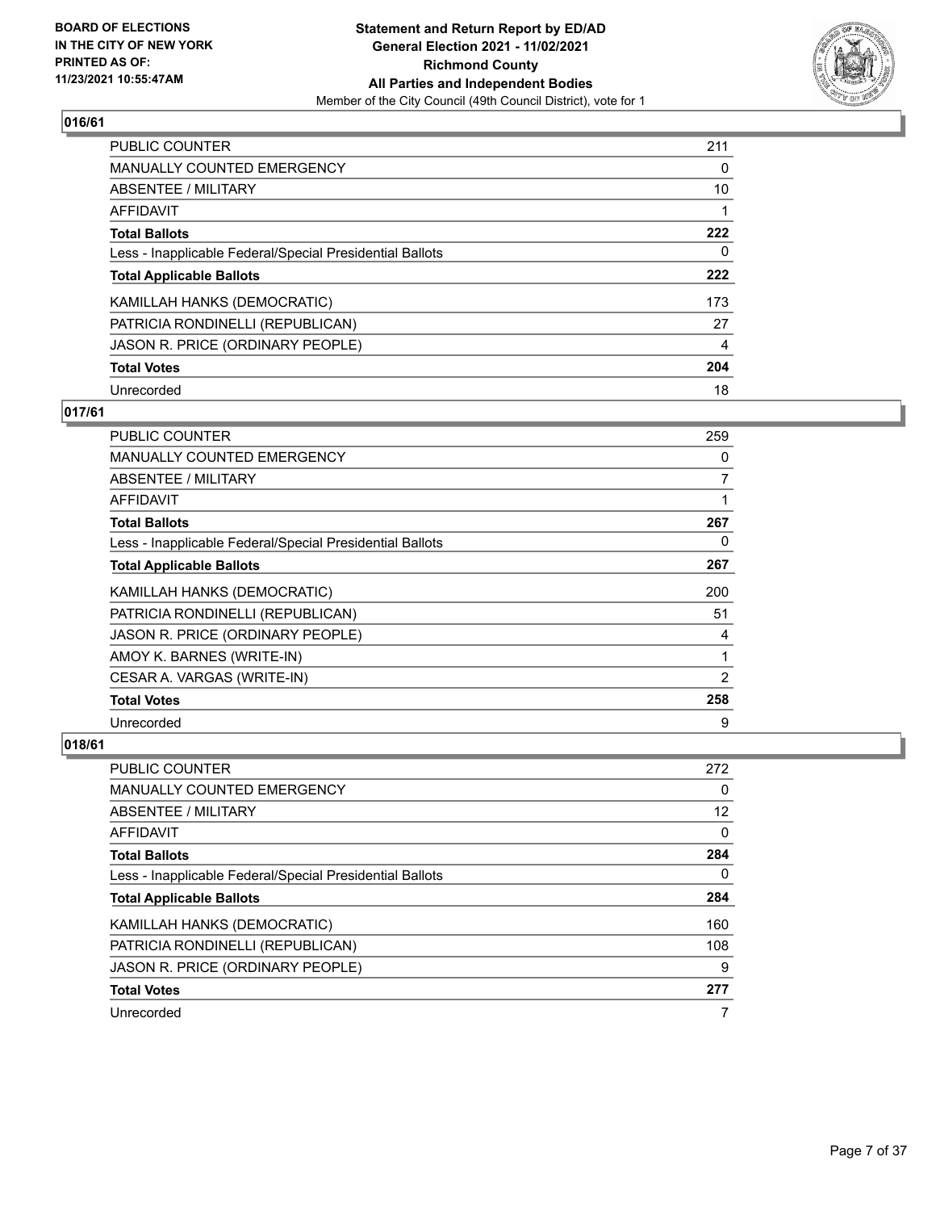## 016/61

| | |
|---|---|
| PUBLIC COUNTER | 211 |
| MANUALLY COUNTED EMERGENCY | 0 |
| ABSENTEE / MILITARY | 10 |
| AFFIDAVIT | 1 |
| **Total Ballots** | **222** |
| Less - Inapplicable Federal/Special Presidential Ballots | 0 |
| **Total Applicable Ballots** | **222** |
| KAMILLAH HANKS (DEMOCRATIC) | 173 |
| PATRICIA RONDINELLI (REPUBLICAN) | 27 |
| JASON R. PRICE (ORDINARY PEOPLE) | 4 |
| **Total Votes** | **204** |
| Unrecorded | 18 |

## 017/61

| | |
|---|---|
| PUBLIC COUNTER | 259 |
| MANUALLY COUNTED EMERGENCY | 0 |
| ABSENTEE / MILITARY | 7 |
| AFFIDAVIT | 1 |
| **Total Ballots** | **267** |
| Less - Inapplicable Federal/Special Presidential Ballots | 0 |
| **Total Applicable Ballots** | **267** |
| KAMILLAH HANKS (DEMOCRATIC) | 200 |
| PATRICIA RONDINELLI (REPUBLICAN) | 51 |
| JASON R. PRICE (ORDINARY PEOPLE) | 4 |
| AMOY K. BARNES (WRITE-IN) | 1 |
| CESAR A. VARGAS (WRITE-IN) | 2 |
| **Total Votes** | **258** |
| Unrecorded | 9 |

## 018/61

| | |
|---|---|
| PUBLIC COUNTER | 272 |
| MANUALLY COUNTED EMERGENCY | 0 |
| ABSENTEE / MILITARY | 12 |
| AFFIDAVIT | 0 |
| **Total Ballots** | **284** |
| Less - Inapplicable Federal/Special Presidential Ballots | 0 |
| **Total Applicable Ballots** | **284** |
| KAMILLAH HANKS (DEMOCRATIC) | 160 |
| PATRICIA RONDINELLI (REPUBLICAN) | 108 |
| JASON R. PRICE (ORDINARY PEOPLE) | 9 |
| **Total Votes** | **277** |
| Unrecorded | 7 |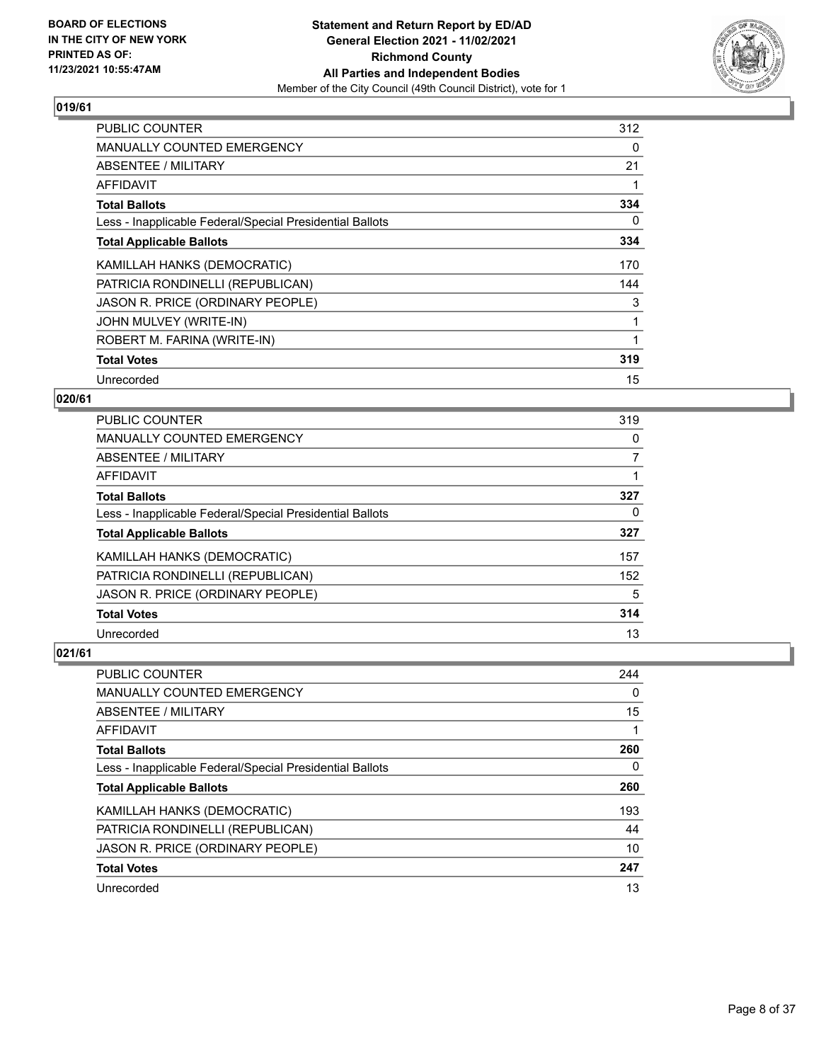## 019/61

| | |
|---|---|
| PUBLIC COUNTER | 312 |
| MANUALLY COUNTED EMERGENCY | 0 |
| ABSENTEE / MILITARY | 21 |
| AFFIDAVIT | 1 |
| **Total Ballots** | **334** |
| Less - Inapplicable Federal/Special Presidential Ballots | 0 |
| **Total Applicable Ballots** | **334** |
| KAMILLAH HANKS (DEMOCRATIC) | 170 |
| PATRICIA RONDINELLI (REPUBLICAN) | 144 |
| JASON R. PRICE (ORDINARY PEOPLE) | 3 |
| JOHN MULVEY (WRITE-IN) | 1 |
| ROBERT M. FARINA (WRITE-IN) | 1 |
| **Total Votes** | **319** |
| Unrecorded | 15 |

## 020/61

| | |
|---|---|
| PUBLIC COUNTER | 319 |
| MANUALLY COUNTED EMERGENCY | 0 |
| ABSENTEE / MILITARY | 7 |
| AFFIDAVIT | 1 |
| **Total Ballots** | **327** |
| Less - Inapplicable Federal/Special Presidential Ballots | 0 |
| **Total Applicable Ballots** | **327** |
| KAMILLAH HANKS (DEMOCRATIC) | 157 |
| PATRICIA RONDINELLI (REPUBLICAN) | 152 |
| JASON R. PRICE (ORDINARY PEOPLE) | 5 |
| **Total Votes** | **314** |
| Unrecorded | 13 |

## 021/61

| | |
|---|---|
| PUBLIC COUNTER | 244 |
| MANUALLY COUNTED EMERGENCY | 0 |
| ABSENTEE / MILITARY | 15 |
| AFFIDAVIT | 1 |
| **Total Ballots** | **260** |
| Less - Inapplicable Federal/Special Presidential Ballots | 0 |
| **Total Applicable Ballots** | **260** |
| KAMILLAH HANKS (DEMOCRATIC) | 193 |
| PATRICIA RONDINELLI (REPUBLICAN) | 44 |
| JASON R. PRICE (ORDINARY PEOPLE) | 10 |
| **Total Votes** | **247** |
| Unrecorded | 13 |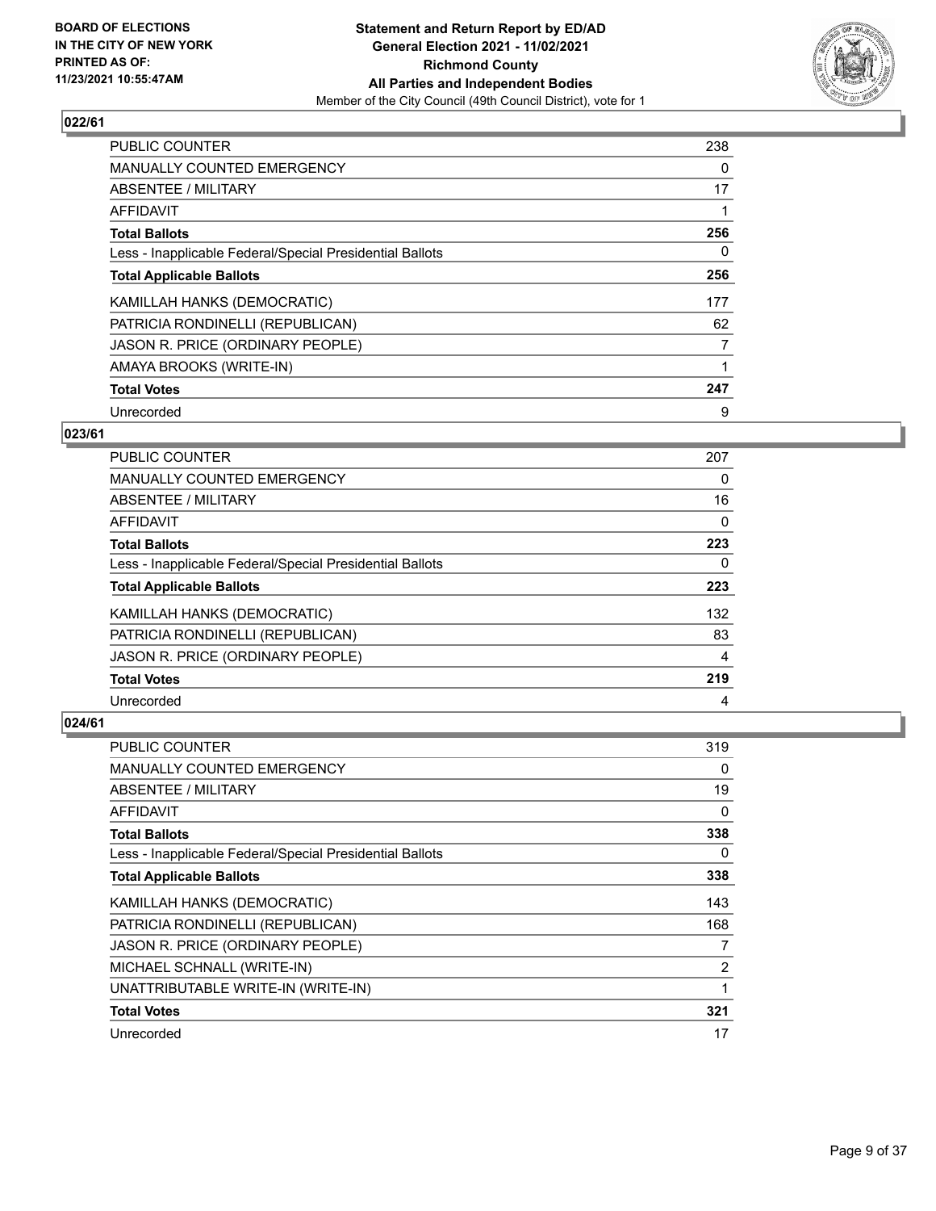## 022/61

| | |
|---|---|
| PUBLIC COUNTER | 238 |
| MANUALLY COUNTED EMERGENCY | 0 |
| ABSENTEE / MILITARY | 17 |
| AFFIDAVIT | 1 |
| **Total Ballots** | **256** |
| Less - Inapplicable Federal/Special Presidential Ballots | 0 |
| **Total Applicable Ballots** | **256** |
| KAMILLAH HANKS (DEMOCRATIC) | 177 |
| PATRICIA RONDINELLI (REPUBLICAN) | 62 |
| JASON R. PRICE (ORDINARY PEOPLE) | 7 |
| AMAYA BROOKS (WRITE-IN) | 1 |
| **Total Votes** | **247** |
| Unrecorded | 9 |

## 023/61

| | |
|---|---|
| PUBLIC COUNTER | 207 |
| MANUALLY COUNTED EMERGENCY | 0 |
| ABSENTEE / MILITARY | 16 |
| AFFIDAVIT | 0 |
| **Total Ballots** | **223** |
| Less - Inapplicable Federal/Special Presidential Ballots | 0 |
| **Total Applicable Ballots** | **223** |
| KAMILLAH HANKS (DEMOCRATIC) | 132 |
| PATRICIA RONDINELLI (REPUBLICAN) | 83 |
| JASON R. PRICE (ORDINARY PEOPLE) | 4 |
| **Total Votes** | **219** |
| Unrecorded | 4 |

## 024/61

| | |
|---|---|
| PUBLIC COUNTER | 319 |
| MANUALLY COUNTED EMERGENCY | 0 |
| ABSENTEE / MILITARY | 19 |
| AFFIDAVIT | 0 |
| **Total Ballots** | **338** |
| Less - Inapplicable Federal/Special Presidential Ballots | 0 |
| **Total Applicable Ballots** | **338** |
| KAMILLAH HANKS (DEMOCRATIC) | 143 |
| PATRICIA RONDINELLI (REPUBLICAN) | 168 |
| JASON R. PRICE (ORDINARY PEOPLE) | 7 |
| MICHAEL SCHNALL (WRITE-IN) | 2 |
| UNATTRIBUTABLE WRITE-IN (WRITE-IN) | 1 |
| **Total Votes** | **321** |
| Unrecorded | 17 |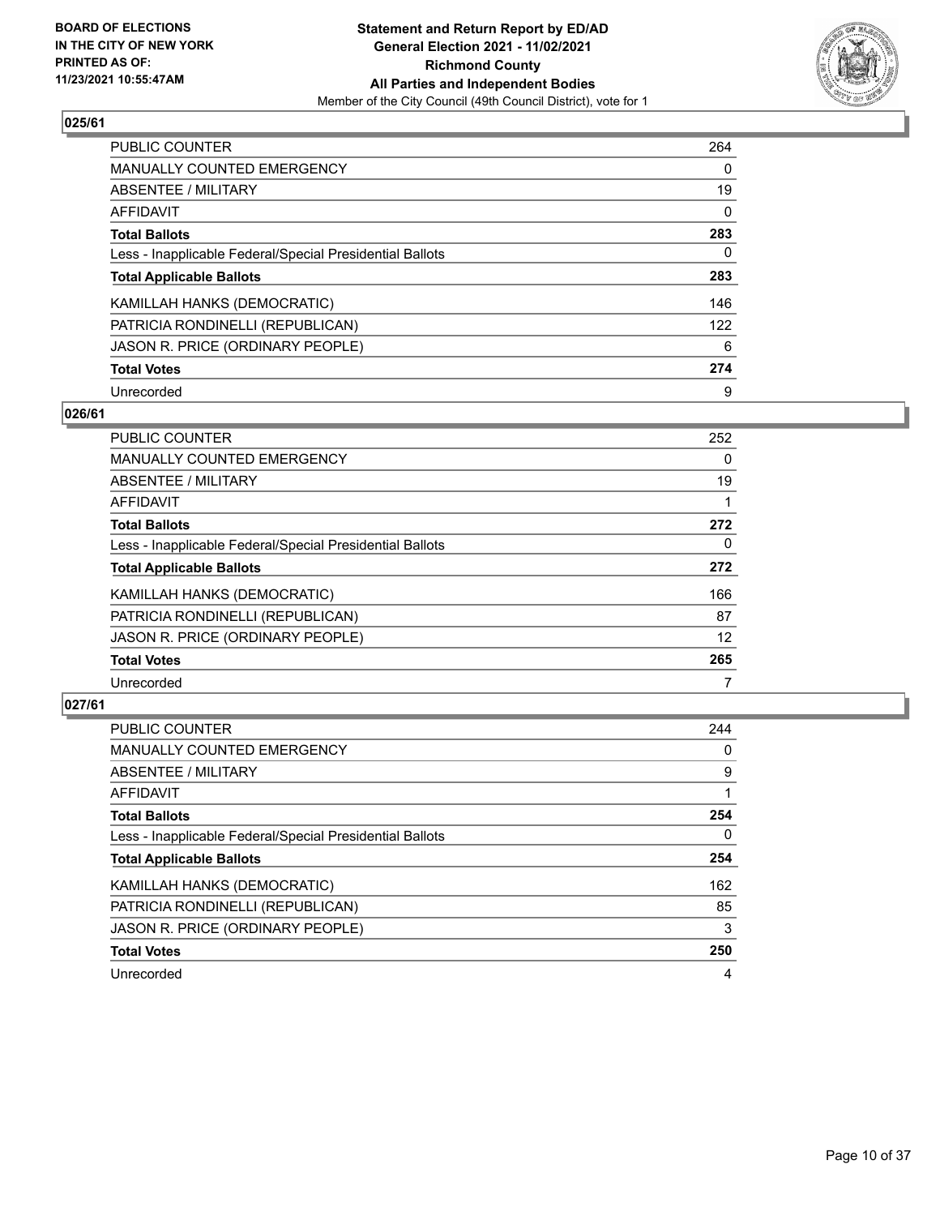**BOARD OF ELECTIONS IN THE CITY OF NEW YORK PRINTED AS OF: 11/23/2021 10:55:47AM**

**Statement and Return Report by ED/AD General Election 2021 - 11/02/2021 Richmond County All Parties and Independent Bodies**

Member of the City Council (49th Council District), vote for 1

## 025/61

| | |
|---|---|
| PUBLIC COUNTER | 264 |
| MANUALLY COUNTED EMERGENCY | 0 |
| ABSENTEE / MILITARY | 19 |
| AFFIDAVIT | 0 |
| **Total Ballots** | **283** |
| Less - Inapplicable Federal/Special Presidential Ballots | 0 |
| **Total Applicable Ballots** | **283** |
| KAMILLAH HANKS (DEMOCRATIC) | 146 |
| PATRICIA RONDINELLI (REPUBLICAN) | 122 |
| JASON R. PRICE (ORDINARY PEOPLE) | 6 |
| **Total Votes** | **274** |
| Unrecorded | 9 |

## 026/61

| | |
|---|---|
| PUBLIC COUNTER | 252 |
| MANUALLY COUNTED EMERGENCY | 0 |
| ABSENTEE / MILITARY | 19 |
| AFFIDAVIT | 1 |
| **Total Ballots** | **272** |
| Less - Inapplicable Federal/Special Presidential Ballots | 0 |
| **Total Applicable Ballots** | **272** |
| KAMILLAH HANKS (DEMOCRATIC) | 166 |
| PATRICIA RONDINELLI (REPUBLICAN) | 87 |
| JASON R. PRICE (ORDINARY PEOPLE) | 12 |
| **Total Votes** | **265** |
| Unrecorded | 7 |

## 027/61

| | |
|---|---|
| PUBLIC COUNTER | 244 |
| MANUALLY COUNTED EMERGENCY | 0 |
| ABSENTEE / MILITARY | 9 |
| AFFIDAVIT | 1 |
| **Total Ballots** | **254** |
| Less - Inapplicable Federal/Special Presidential Ballots | 0 |
| **Total Applicable Ballots** | **254** |
| KAMILLAH HANKS (DEMOCRATIC) | 162 |
| PATRICIA RONDINELLI (REPUBLICAN) | 85 |
| JASON R. PRICE (ORDINARY PEOPLE) | 3 |
| **Total Votes** | **250** |
| Unrecorded | 4 |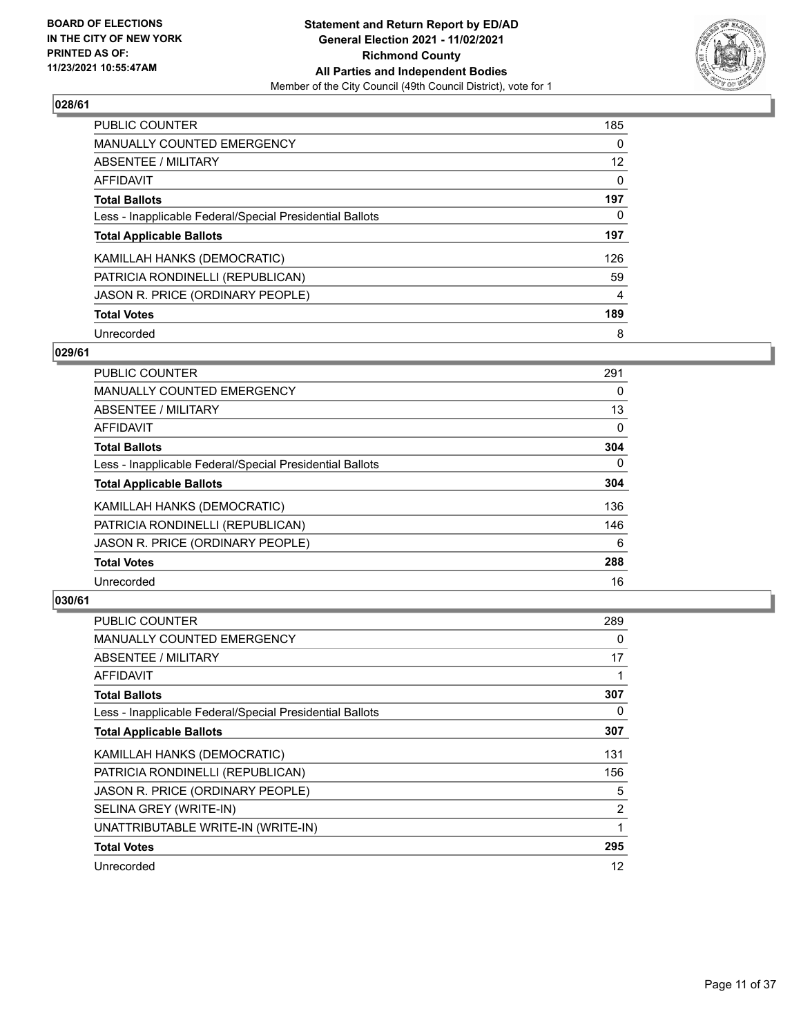**BOARD OF ELECTIONS IN THE CITY OF NEW YORK PRINTED AS OF: 11/23/2021 10:55:47AM**

**Statement and Return Report by ED/AD General Election 2021 - 11/02/2021 Richmond County All Parties and Independent Bodies**

Member of the City Council (49th Council District), vote for 1

## 028/61

| | |
|---|---|
| PUBLIC COUNTER | 185 |
| MANUALLY COUNTED EMERGENCY | 0 |
| ABSENTEE / MILITARY | 12 |
| AFFIDAVIT | 0 |
| **Total Ballots** | **197** |
| Less - Inapplicable Federal/Special Presidential Ballots | 0 |
| **Total Applicable Ballots** | **197** |
| KAMILLAH HANKS (DEMOCRATIC) | 126 |
| PATRICIA RONDINELLI (REPUBLICAN) | 59 |
| JASON R. PRICE (ORDINARY PEOPLE) | 4 |
| **Total Votes** | **189** |
| Unrecorded | 8 |

## 029/61

| | |
|---|---|
| PUBLIC COUNTER | 291 |
| MANUALLY COUNTED EMERGENCY | 0 |
| ABSENTEE / MILITARY | 13 |
| AFFIDAVIT | 0 |
| **Total Ballots** | **304** |
| Less - Inapplicable Federal/Special Presidential Ballots | 0 |
| **Total Applicable Ballots** | **304** |
| KAMILLAH HANKS (DEMOCRATIC) | 136 |
| PATRICIA RONDINELLI (REPUBLICAN) | 146 |
| JASON R. PRICE (ORDINARY PEOPLE) | 6 |
| **Total Votes** | **288** |
| Unrecorded | 16 |

## 030/61

| | |
|---|---|
| PUBLIC COUNTER | 289 |
| MANUALLY COUNTED EMERGENCY | 0 |
| ABSENTEE / MILITARY | 17 |
| AFFIDAVIT | 1 |
| **Total Ballots** | **307** |
| Less - Inapplicable Federal/Special Presidential Ballots | 0 |
| **Total Applicable Ballots** | **307** |
| KAMILLAH HANKS (DEMOCRATIC) | 131 |
| PATRICIA RONDINELLI (REPUBLICAN) | 156 |
| JASON R. PRICE (ORDINARY PEOPLE) | 5 |
| SELINA GREY (WRITE-IN) | 2 |
| UNATTRIBUTABLE WRITE-IN (WRITE-IN) | 1 |
| **Total Votes** | **295** |
| Unrecorded | 12 |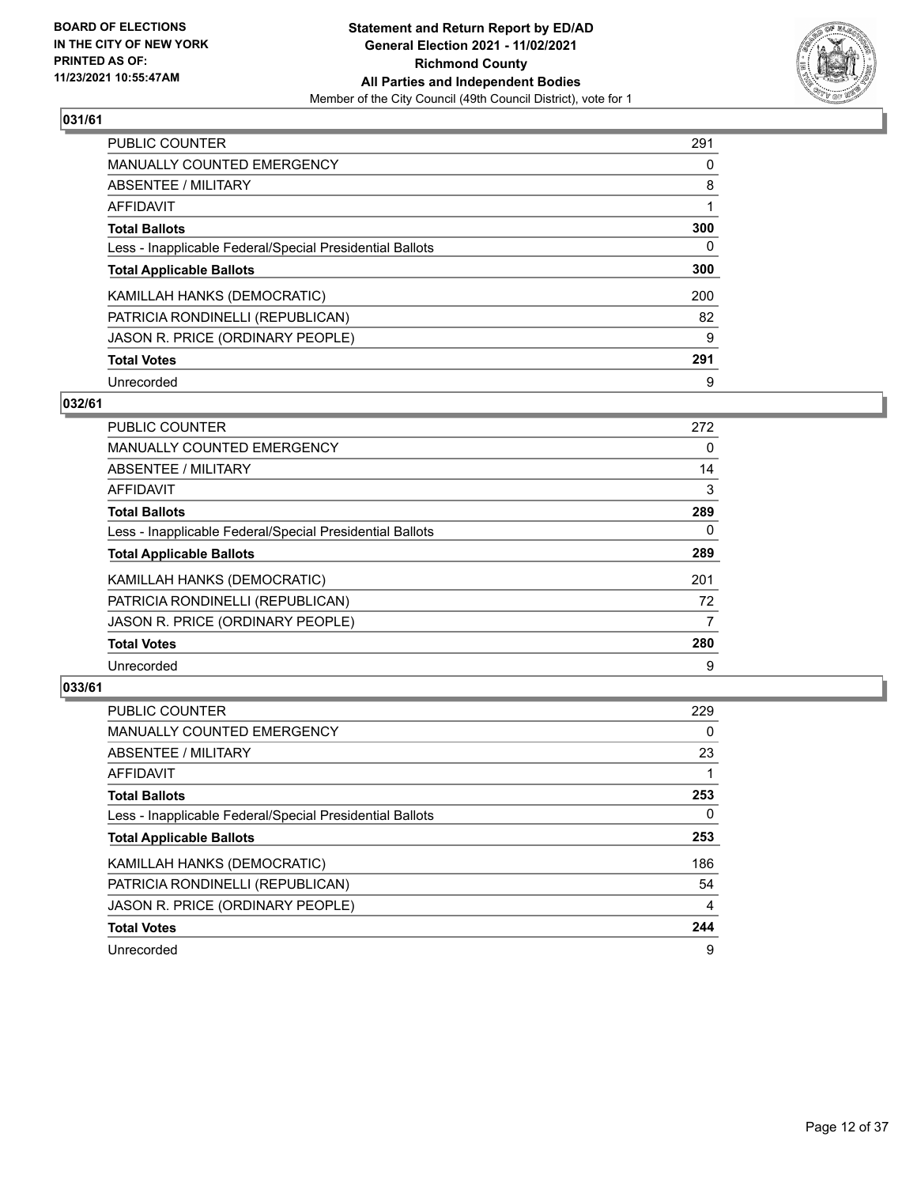## 031/61

| | |
|---|---|
| PUBLIC COUNTER | 291 |
| MANUALLY COUNTED EMERGENCY | 0 |
| ABSENTEE / MILITARY | 8 |
| AFFIDAVIT | 1 |
| **Total Ballots** | **300** |
| Less - Inapplicable Federal/Special Presidential Ballots | 0 |
| **Total Applicable Ballots** | **300** |
| KAMILLAH HANKS (DEMOCRATIC) | 200 |
| PATRICIA RONDINELLI (REPUBLICAN) | 82 |
| JASON R. PRICE (ORDINARY PEOPLE) | 9 |
| **Total Votes** | **291** |
| Unrecorded | 9 |

## 032/61

| | |
|---|---|
| PUBLIC COUNTER | 272 |
| MANUALLY COUNTED EMERGENCY | 0 |
| ABSENTEE / MILITARY | 14 |
| AFFIDAVIT | 3 |
| **Total Ballots** | **289** |
| Less - Inapplicable Federal/Special Presidential Ballots | 0 |
| **Total Applicable Ballots** | **289** |
| KAMILLAH HANKS (DEMOCRATIC) | 201 |
| PATRICIA RONDINELLI (REPUBLICAN) | 72 |
| JASON R. PRICE (ORDINARY PEOPLE) | 7 |
| **Total Votes** | **280** |
| Unrecorded | 9 |

## 033/61

| | |
|---|---|
| PUBLIC COUNTER | 229 |
| MANUALLY COUNTED EMERGENCY | 0 |
| ABSENTEE / MILITARY | 23 |
| AFFIDAVIT | 1 |
| **Total Ballots** | **253** |
| Less - Inapplicable Federal/Special Presidential Ballots | 0 |
| **Total Applicable Ballots** | **253** |
| KAMILLAH HANKS (DEMOCRATIC) | 186 |
| PATRICIA RONDINELLI (REPUBLICAN) | 54 |
| JASON R. PRICE (ORDINARY PEOPLE) | 4 |
| **Total Votes** | **244** |
| Unrecorded | 9 |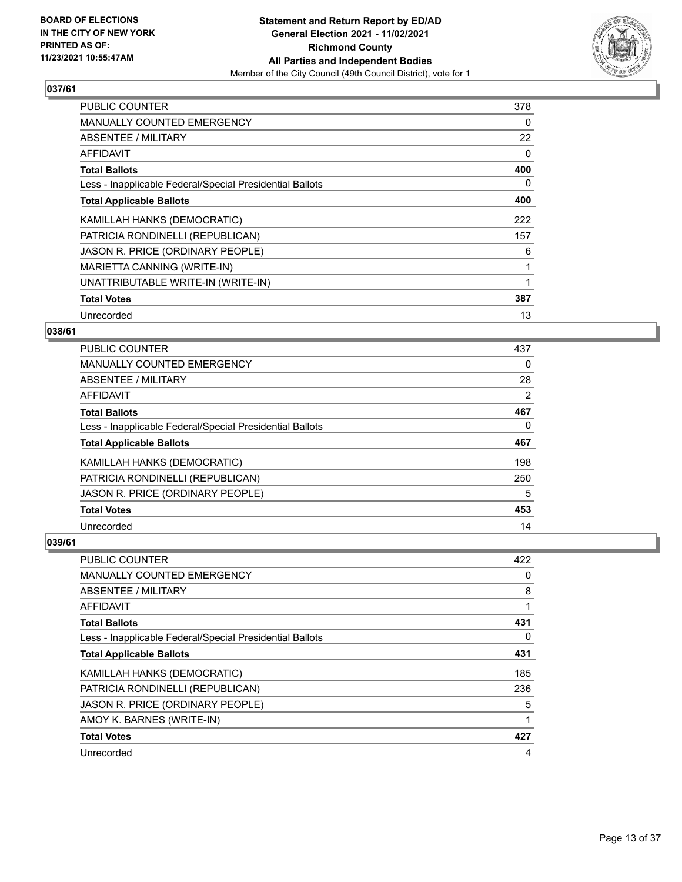**BOARD OF ELECTIONS IN THE CITY OF NEW YORK PRINTED AS OF: 11/23/2021 10:55:47AM**

**Statement and Return Report by ED/AD General Election 2021 - 11/02/2021 Richmond County All Parties and Independent Bodies**

Member of the City Council (49th Council District), vote for 1

## 037/61

| | |
|---|---|
| PUBLIC COUNTER | 378 |
| MANUALLY COUNTED EMERGENCY | 0 |
| ABSENTEE / MILITARY | 22 |
| AFFIDAVIT | 0 |
| **Total Ballots** | **400** |
| Less - Inapplicable Federal/Special Presidential Ballots | 0 |
| **Total Applicable Ballots** | **400** |
| KAMILLAH HANKS (DEMOCRATIC) | 222 |
| PATRICIA RONDINELLI (REPUBLICAN) | 157 |
| JASON R. PRICE (ORDINARY PEOPLE) | 6 |
| MARIETTA CANNING (WRITE-IN) | 1 |
| UNATTRIBUTABLE WRITE-IN (WRITE-IN) | 1 |
| **Total Votes** | **387** |
| Unrecorded | 13 |

## 038/61

| | |
|---|---|
| PUBLIC COUNTER | 437 |
| MANUALLY COUNTED EMERGENCY | 0 |
| ABSENTEE / MILITARY | 28 |
| AFFIDAVIT | 2 |
| **Total Ballots** | **467** |
| Less - Inapplicable Federal/Special Presidential Ballots | 0 |
| **Total Applicable Ballots** | **467** |
| KAMILLAH HANKS (DEMOCRATIC) | 198 |
| PATRICIA RONDINELLI (REPUBLICAN) | 250 |
| JASON R. PRICE (ORDINARY PEOPLE) | 5 |
| **Total Votes** | **453** |
| Unrecorded | 14 |

## 039/61

| | |
|---|---|
| PUBLIC COUNTER | 422 |
| MANUALLY COUNTED EMERGENCY | 0 |
| ABSENTEE / MILITARY | 8 |
| AFFIDAVIT | 1 |
| **Total Ballots** | **431** |
| Less - Inapplicable Federal/Special Presidential Ballots | 0 |
| **Total Applicable Ballots** | **431** |
| KAMILLAH HANKS (DEMOCRATIC) | 185 |
| PATRICIA RONDINELLI (REPUBLICAN) | 236 |
| JASON R. PRICE (ORDINARY PEOPLE) | 5 |
| AMOY K. BARNES (WRITE-IN) | 1 |
| **Total Votes** | **427** |
| Unrecorded | 4 |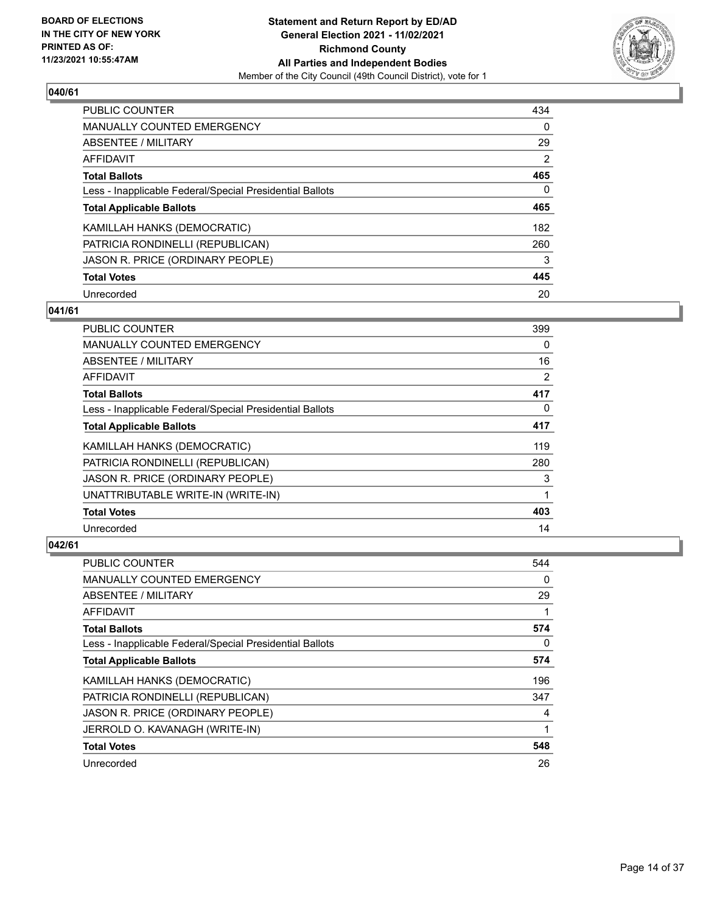**BOARD OF ELECTIONS IN THE CITY OF NEW YORK PRINTED AS OF: 11/23/2021 10:55:47AM**

**Statement and Return Report by ED/AD General Election 2021 - 11/02/2021 Richmond County All Parties and Independent Bodies**

Member of the City Council (49th Council District), vote for 1

## 040/61

| | |
|---|---|
| PUBLIC COUNTER | 434 |
| MANUALLY COUNTED EMERGENCY | 0 |
| ABSENTEE / MILITARY | 29 |
| AFFIDAVIT | 2 |
| **Total Ballots** | **465** |
| Less - Inapplicable Federal/Special Presidential Ballots | 0 |
| **Total Applicable Ballots** | **465** |
| KAMILLAH HANKS (DEMOCRATIC) | 182 |
| PATRICIA RONDINELLI (REPUBLICAN) | 260 |
| JASON R. PRICE (ORDINARY PEOPLE) | 3 |
| **Total Votes** | **445** |
| Unrecorded | 20 |

## 041/61

| | |
|---|---|
| PUBLIC COUNTER | 399 |
| MANUALLY COUNTED EMERGENCY | 0 |
| ABSENTEE / MILITARY | 16 |
| AFFIDAVIT | 2 |
| **Total Ballots** | **417** |
| Less - Inapplicable Federal/Special Presidential Ballots | 0 |
| **Total Applicable Ballots** | **417** |
| KAMILLAH HANKS (DEMOCRATIC) | 119 |
| PATRICIA RONDINELLI (REPUBLICAN) | 280 |
| JASON R. PRICE (ORDINARY PEOPLE) | 3 |
| UNATTRIBUTABLE WRITE-IN (WRITE-IN) | 1 |
| **Total Votes** | **403** |
| Unrecorded | 14 |

## 042/61

| | |
|---|---|
| PUBLIC COUNTER | 544 |
| MANUALLY COUNTED EMERGENCY | 0 |
| ABSENTEE / MILITARY | 29 |
| AFFIDAVIT | 1 |
| **Total Ballots** | **574** |
| Less - Inapplicable Federal/Special Presidential Ballots | 0 |
| **Total Applicable Ballots** | **574** |
| KAMILLAH HANKS (DEMOCRATIC) | 196 |
| PATRICIA RONDINELLI (REPUBLICAN) | 347 |
| JASON R. PRICE (ORDINARY PEOPLE) | 4 |
| JERROLD O. KAVANAGH (WRITE-IN) | 1 |
| **Total Votes** | **548** |
| Unrecorded | 26 |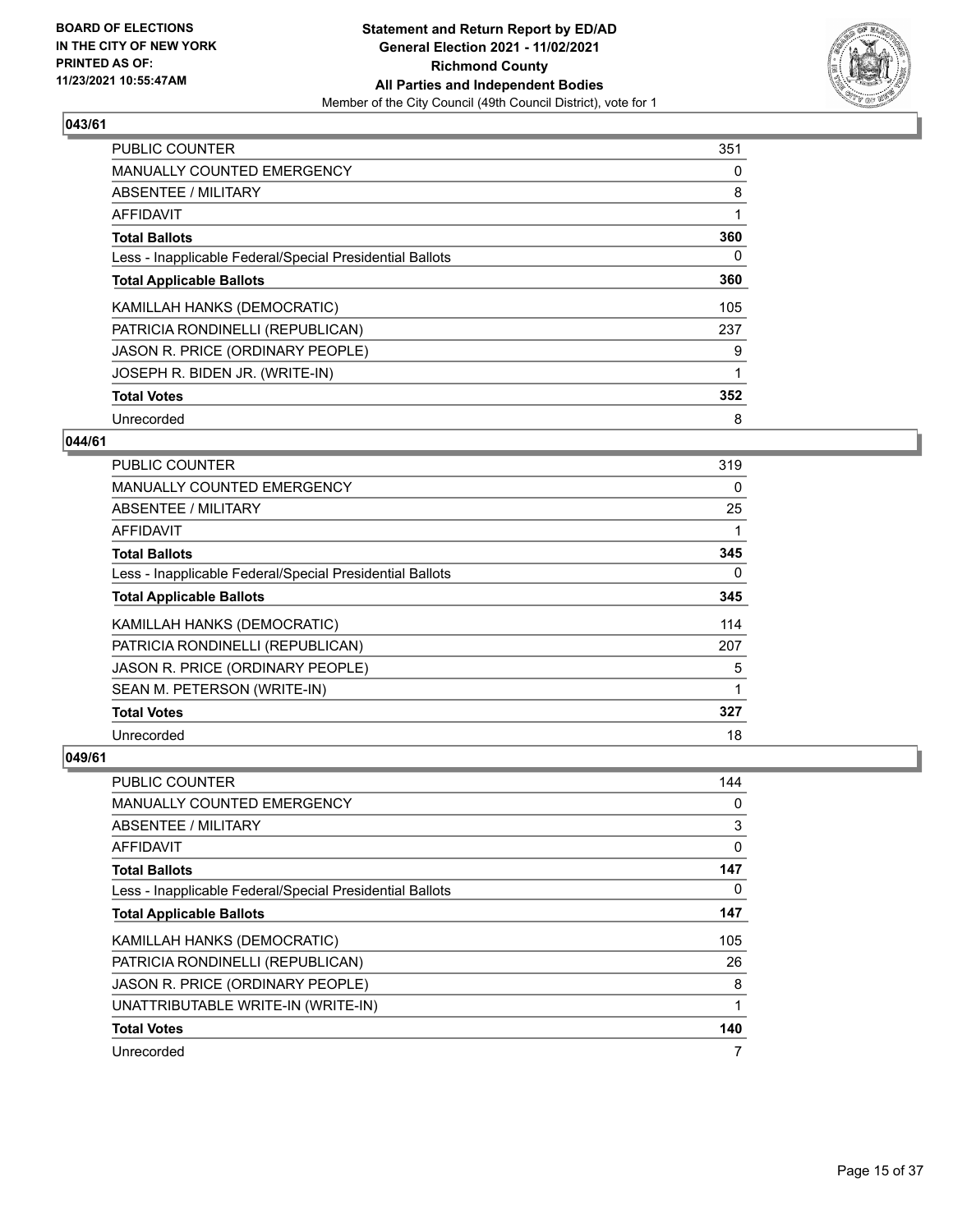**BOARD OF ELECTIONS IN THE CITY OF NEW YORK PRINTED AS OF: 11/23/2021 10:55:47AM**

**Statement and Return Report by ED/AD General Election 2021 - 11/02/2021 Richmond County All Parties and Independent Bodies**

Member of the City Council (49th Council District), vote for 1

## 043/61

| | |
|---|---|
| PUBLIC COUNTER | 351 |
| MANUALLY COUNTED EMERGENCY | 0 |
| ABSENTEE / MILITARY | 8 |
| AFFIDAVIT | 1 |
| **Total Ballots** | **360** |
| Less - Inapplicable Federal/Special Presidential Ballots | 0 |
| **Total Applicable Ballots** | **360** |
| KAMILLAH HANKS (DEMOCRATIC) | 105 |
| PATRICIA RONDINELLI (REPUBLICAN) | 237 |
| JASON R. PRICE (ORDINARY PEOPLE) | 9 |
| JOSEPH R. BIDEN JR. (WRITE-IN) | 1 |
| **Total Votes** | **352** |
| Unrecorded | 8 |

## 044/61

| | |
|---|---|
| PUBLIC COUNTER | 319 |
| MANUALLY COUNTED EMERGENCY | 0 |
| ABSENTEE / MILITARY | 25 |
| AFFIDAVIT | 1 |
| **Total Ballots** | **345** |
| Less - Inapplicable Federal/Special Presidential Ballots | 0 |
| **Total Applicable Ballots** | **345** |
| KAMILLAH HANKS (DEMOCRATIC) | 114 |
| PATRICIA RONDINELLI (REPUBLICAN) | 207 |
| JASON R. PRICE (ORDINARY PEOPLE) | 5 |
| SEAN M. PETERSON (WRITE-IN) | 1 |
| **Total Votes** | **327** |
| Unrecorded | 18 |

## 049/61

| | |
|---|---|
| PUBLIC COUNTER | 144 |
| MANUALLY COUNTED EMERGENCY | 0 |
| ABSENTEE / MILITARY | 3 |
| AFFIDAVIT | 0 |
| **Total Ballots** | **147** |
| Less - Inapplicable Federal/Special Presidential Ballots | 0 |
| **Total Applicable Ballots** | **147** |
| KAMILLAH HANKS (DEMOCRATIC) | 105 |
| PATRICIA RONDINELLI (REPUBLICAN) | 26 |
| JASON R. PRICE (ORDINARY PEOPLE) | 8 |
| UNATTRIBUTABLE WRITE-IN (WRITE-IN) | 1 |
| **Total Votes** | **140** |
| Unrecorded | 7 |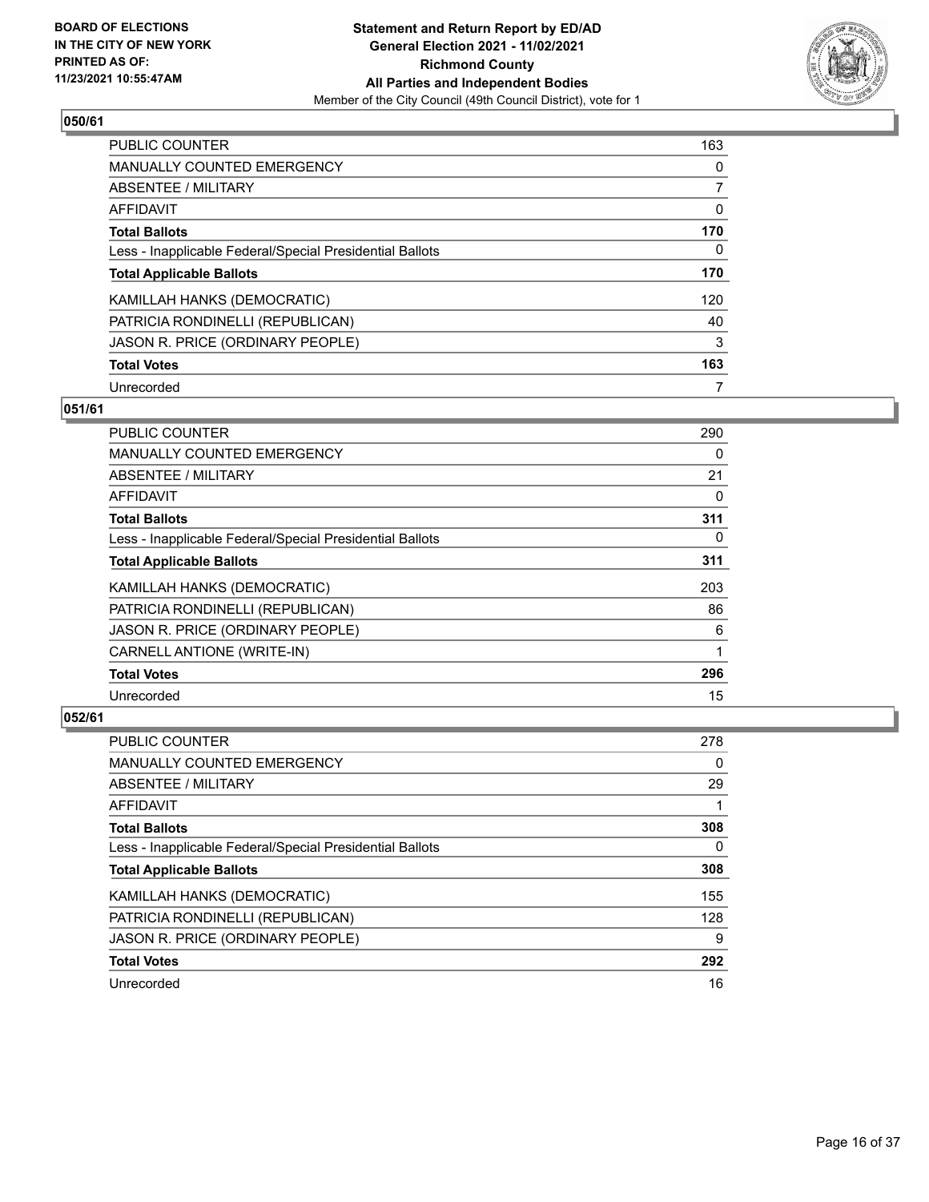## 050/61

| | |
|---|---|
| PUBLIC COUNTER | 163 |
| MANUALLY COUNTED EMERGENCY | 0 |
| ABSENTEE / MILITARY | 7 |
| AFFIDAVIT | 0 |
| **Total Ballots** | **170** |
| Less - Inapplicable Federal/Special Presidential Ballots | 0 |
| **Total Applicable Ballots** | **170** |
| KAMILLAH HANKS (DEMOCRATIC) | 120 |
| PATRICIA RONDINELLI (REPUBLICAN) | 40 |
| JASON R. PRICE (ORDINARY PEOPLE) | 3 |
| **Total Votes** | **163** |
| Unrecorded | 7 |

## 051/61

| | |
|---|---|
| PUBLIC COUNTER | 290 |
| MANUALLY COUNTED EMERGENCY | 0 |
| ABSENTEE / MILITARY | 21 |
| AFFIDAVIT | 0 |
| **Total Ballots** | **311** |
| Less - Inapplicable Federal/Special Presidential Ballots | 0 |
| **Total Applicable Ballots** | **311** |
| KAMILLAH HANKS (DEMOCRATIC) | 203 |
| PATRICIA RONDINELLI (REPUBLICAN) | 86 |
| JASON R. PRICE (ORDINARY PEOPLE) | 6 |
| CARNELL ANTIONE (WRITE-IN) | 1 |
| **Total Votes** | **296** |
| Unrecorded | 15 |

## 052/61

| | |
|---|---|
| PUBLIC COUNTER | 278 |
| MANUALLY COUNTED EMERGENCY | 0 |
| ABSENTEE / MILITARY | 29 |
| AFFIDAVIT | 1 |
| **Total Ballots** | **308** |
| Less - Inapplicable Federal/Special Presidential Ballots | 0 |
| **Total Applicable Ballots** | **308** |
| KAMILLAH HANKS (DEMOCRATIC) | 155 |
| PATRICIA RONDINELLI (REPUBLICAN) | 128 |
| JASON R. PRICE (ORDINARY PEOPLE) | 9 |
| **Total Votes** | **292** |
| Unrecorded | 16 |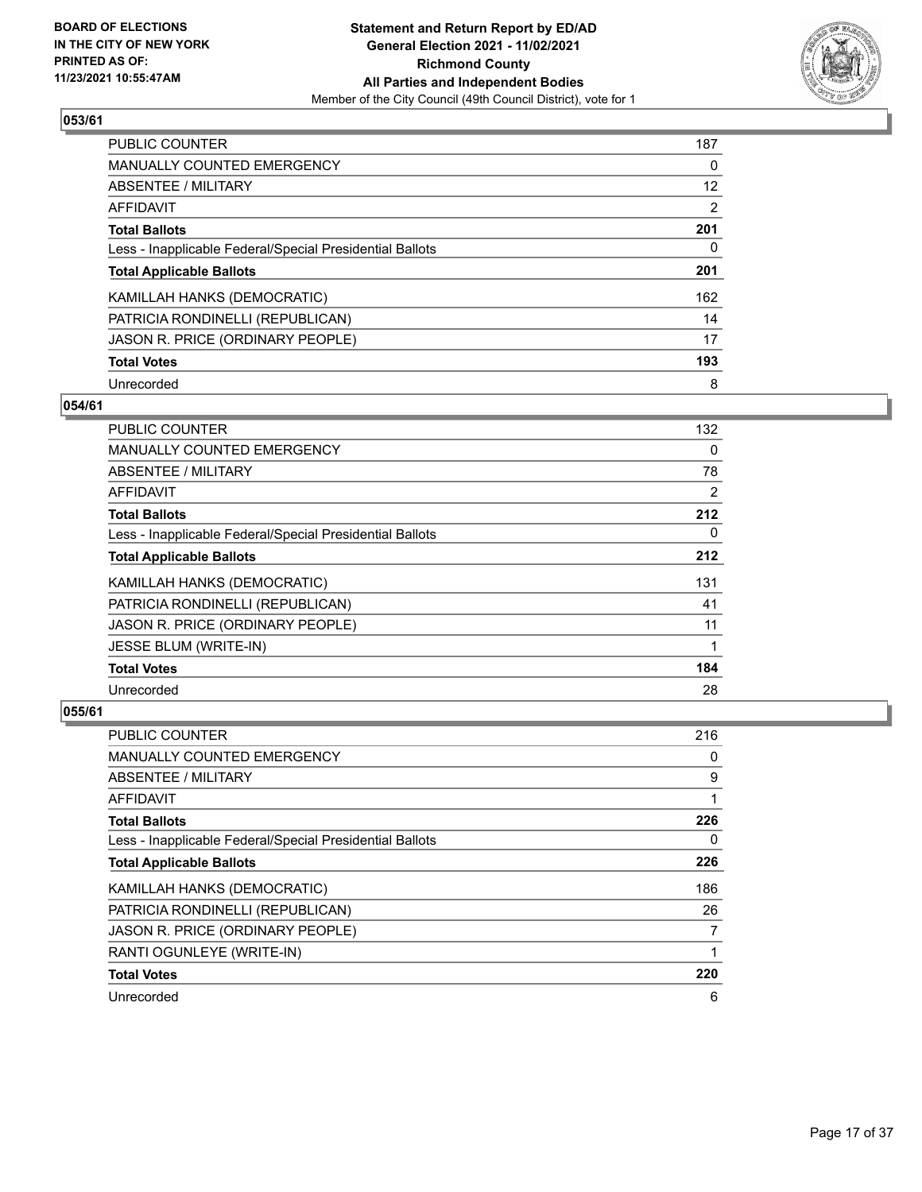**BOARD OF ELECTIONS IN THE CITY OF NEW YORK PRINTED AS OF: 11/23/2021 10:55:47AM**

**Statement and Return Report by ED/AD**
**General Election 2021 - 11/02/2021**
**Richmond County**
**All Parties and Independent Bodies**
Member of the City Council (49th Council District), vote for 1

### 053/61

| | |
|---|---|
| PUBLIC COUNTER | 187 |
| MANUALLY COUNTED EMERGENCY | 0 |
| ABSENTEE / MILITARY | 12 |
| AFFIDAVIT | 2 |
| **Total Ballots** | **201** |
| Less - Inapplicable Federal/Special Presidential Ballots | 0 |
| **Total Applicable Ballots** | **201** |
| KAMILLAH HANKS (DEMOCRATIC) | 162 |
| PATRICIA RONDINELLI (REPUBLICAN) | 14 |
| JASON R. PRICE (ORDINARY PEOPLE) | 17 |
| **Total Votes** | **193** |
| Unrecorded | 8 |

### 054/61

| | |
|---|---|
| PUBLIC COUNTER | 132 |
| MANUALLY COUNTED EMERGENCY | 0 |
| ABSENTEE / MILITARY | 78 |
| AFFIDAVIT | 2 |
| **Total Ballots** | **212** |
| Less - Inapplicable Federal/Special Presidential Ballots | 0 |
| **Total Applicable Ballots** | **212** |
| KAMILLAH HANKS (DEMOCRATIC) | 131 |
| PATRICIA RONDINELLI (REPUBLICAN) | 41 |
| JASON R. PRICE (ORDINARY PEOPLE) | 11 |
| JESSE BLUM (WRITE-IN) | 1 |
| **Total Votes** | **184** |
| Unrecorded | 28 |

### 055/61

| | |
|---|---|
| PUBLIC COUNTER | 216 |
| MANUALLY COUNTED EMERGENCY | 0 |
| ABSENTEE / MILITARY | 9 |
| AFFIDAVIT | 1 |
| **Total Ballots** | **226** |
| Less - Inapplicable Federal/Special Presidential Ballots | 0 |
| **Total Applicable Ballots** | **226** |
| KAMILLAH HANKS (DEMOCRATIC) | 186 |
| PATRICIA RONDINELLI (REPUBLICAN) | 26 |
| JASON R. PRICE (ORDINARY PEOPLE) | 7 |
| RANTI OGUNLEYE (WRITE-IN) | 1 |
| **Total Votes** | **220** |
| Unrecorded | 6 |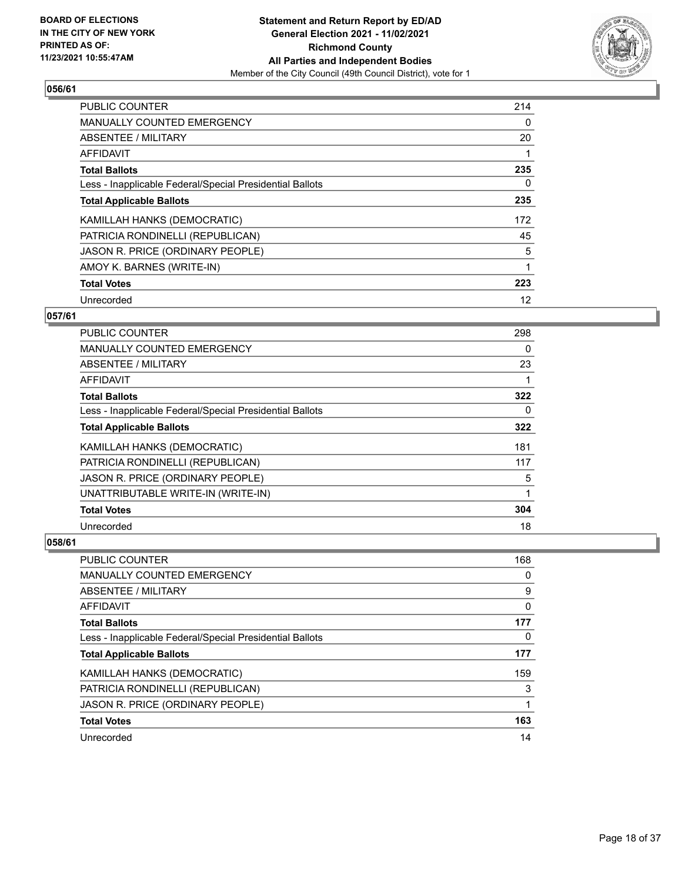## 056/61

| | |
|---|---|
| PUBLIC COUNTER | 214 |
| MANUALLY COUNTED EMERGENCY | 0 |
| ABSENTEE / MILITARY | 20 |
| AFFIDAVIT | 1 |
| **Total Ballots** | **235** |
| Less - Inapplicable Federal/Special Presidential Ballots | 0 |
| **Total Applicable Ballots** | **235** |
| KAMILLAH HANKS (DEMOCRATIC) | 172 |
| PATRICIA RONDINELLI (REPUBLICAN) | 45 |
| JASON R. PRICE (ORDINARY PEOPLE) | 5 |
| AMOY K. BARNES (WRITE-IN) | 1 |
| **Total Votes** | **223** |
| Unrecorded | 12 |

## 057/61

| | |
|---|---|
| PUBLIC COUNTER | 298 |
| MANUALLY COUNTED EMERGENCY | 0 |
| ABSENTEE / MILITARY | 23 |
| AFFIDAVIT | 1 |
| **Total Ballots** | **322** |
| Less - Inapplicable Federal/Special Presidential Ballots | 0 |
| **Total Applicable Ballots** | **322** |
| KAMILLAH HANKS (DEMOCRATIC) | 181 |
| PATRICIA RONDINELLI (REPUBLICAN) | 117 |
| JASON R. PRICE (ORDINARY PEOPLE) | 5 |
| UNATTRIBUTABLE WRITE-IN (WRITE-IN) | 1 |
| **Total Votes** | **304** |
| Unrecorded | 18 |

## 058/61

| | |
|---|---|
| PUBLIC COUNTER | 168 |
| MANUALLY COUNTED EMERGENCY | 0 |
| ABSENTEE / MILITARY | 9 |
| AFFIDAVIT | 0 |
| **Total Ballots** | **177** |
| Less - Inapplicable Federal/Special Presidential Ballots | 0 |
| **Total Applicable Ballots** | **177** |
| KAMILLAH HANKS (DEMOCRATIC) | 159 |
| PATRICIA RONDINELLI (REPUBLICAN) | 3 |
| JASON R. PRICE (ORDINARY PEOPLE) | 1 |
| **Total Votes** | **163** |
| Unrecorded | 14 |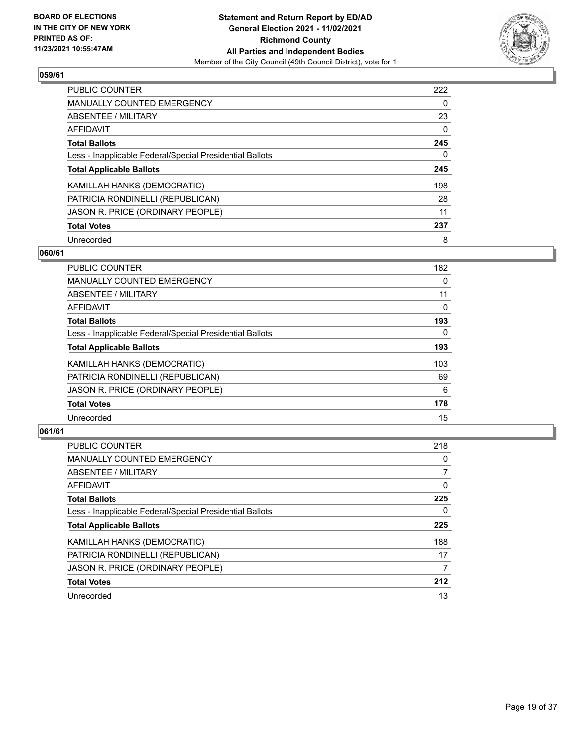**Statement and Return Report by ED/AD**
**General Election 2021 - 11/02/2021**
**Richmond County**
**All Parties and Independent Bodies**
Member of the City Council (49th Council District), vote for 1

BOARD OF ELECTIONS IN THE CITY OF NEW YORK PRINTED AS OF: 11/23/2021 10:55:47AM

## 059/61

| | |
|---|---|
| PUBLIC COUNTER | 222 |
| MANUALLY COUNTED EMERGENCY | 0 |
| ABSENTEE / MILITARY | 23 |
| AFFIDAVIT | 0 |
| **Total Ballots** | **245** |
| Less - Inapplicable Federal/Special Presidential Ballots | 0 |
| **Total Applicable Ballots** | **245** |
| KAMILLAH HANKS (DEMOCRATIC) | 198 |
| PATRICIA RONDINELLI (REPUBLICAN) | 28 |
| JASON R. PRICE (ORDINARY PEOPLE) | 11 |
| **Total Votes** | **237** |
| Unrecorded | 8 |

## 060/61

| | |
|---|---|
| PUBLIC COUNTER | 182 |
| MANUALLY COUNTED EMERGENCY | 0 |
| ABSENTEE / MILITARY | 11 |
| AFFIDAVIT | 0 |
| **Total Ballots** | **193** |
| Less - Inapplicable Federal/Special Presidential Ballots | 0 |
| **Total Applicable Ballots** | **193** |
| KAMILLAH HANKS (DEMOCRATIC) | 103 |
| PATRICIA RONDINELLI (REPUBLICAN) | 69 |
| JASON R. PRICE (ORDINARY PEOPLE) | 6 |
| **Total Votes** | **178** |
| Unrecorded | 15 |

## 061/61

| | |
|---|---|
| PUBLIC COUNTER | 218 |
| MANUALLY COUNTED EMERGENCY | 0 |
| ABSENTEE / MILITARY | 7 |
| AFFIDAVIT | 0 |
| **Total Ballots** | **225** |
| Less - Inapplicable Federal/Special Presidential Ballots | 0 |
| **Total Applicable Ballots** | **225** |
| KAMILLAH HANKS (DEMOCRATIC) | 188 |
| PATRICIA RONDINELLI (REPUBLICAN) | 17 |
| JASON R. PRICE (ORDINARY PEOPLE) | 7 |
| **Total Votes** | **212** |
| Unrecorded | 13 |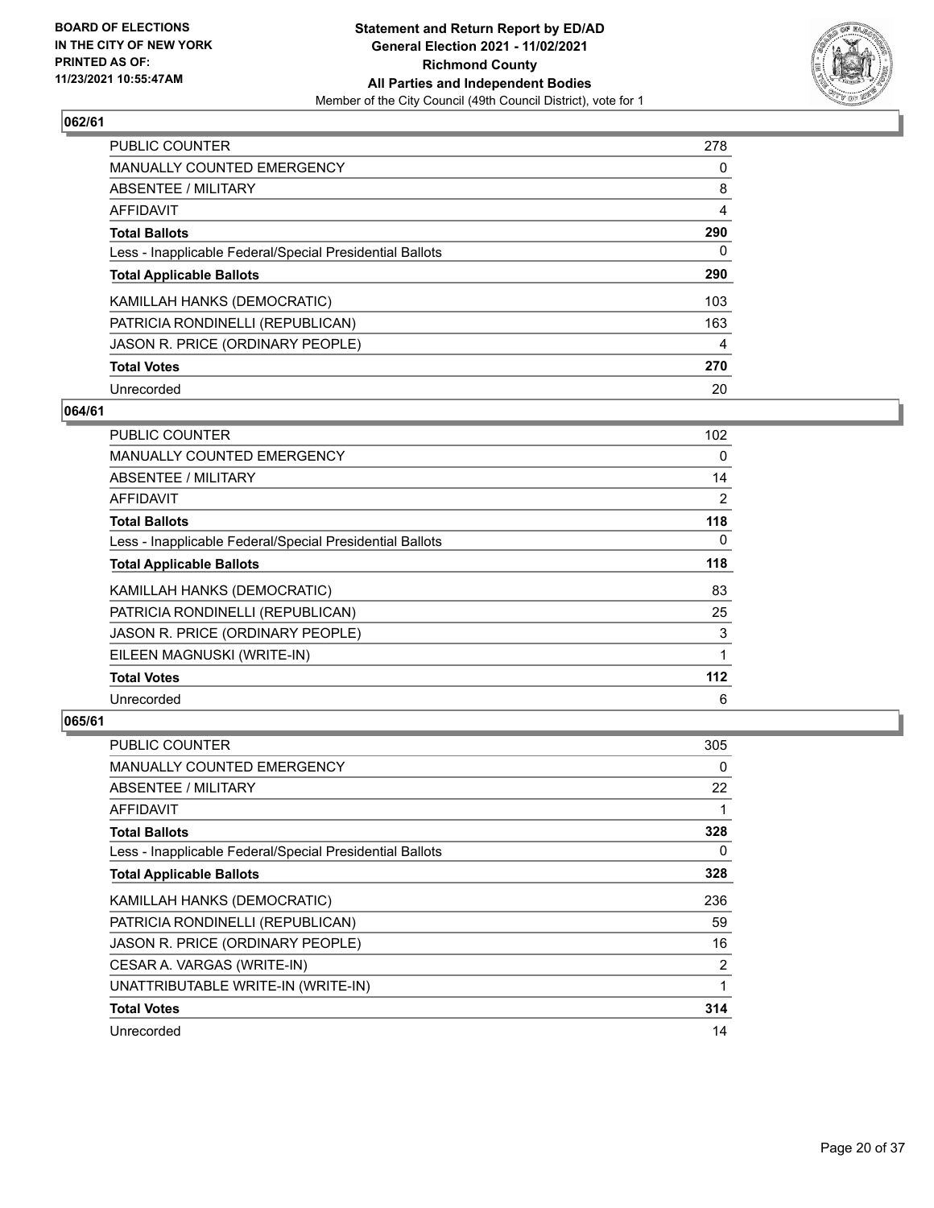## 062/61

| | |
|---|---|
| PUBLIC COUNTER | 278 |
| MANUALLY COUNTED EMERGENCY | 0 |
| ABSENTEE / MILITARY | 8 |
| AFFIDAVIT | 4 |
| **Total Ballots** | **290** |
| Less - Inapplicable Federal/Special Presidential Ballots | 0 |
| **Total Applicable Ballots** | **290** |
| KAMILLAH HANKS (DEMOCRATIC) | 103 |
| PATRICIA RONDINELLI (REPUBLICAN) | 163 |
| JASON R. PRICE (ORDINARY PEOPLE) | 4 |
| **Total Votes** | **270** |
| Unrecorded | 20 |

## 064/61

| | |
|---|---|
| PUBLIC COUNTER | 102 |
| MANUALLY COUNTED EMERGENCY | 0 |
| ABSENTEE / MILITARY | 14 |
| AFFIDAVIT | 2 |
| **Total Ballots** | **118** |
| Less - Inapplicable Federal/Special Presidential Ballots | 0 |
| **Total Applicable Ballots** | **118** |
| KAMILLAH HANKS (DEMOCRATIC) | 83 |
| PATRICIA RONDINELLI (REPUBLICAN) | 25 |
| JASON R. PRICE (ORDINARY PEOPLE) | 3 |
| EILEEN MAGNUSKI (WRITE-IN) | 1 |
| **Total Votes** | **112** |
| Unrecorded | 6 |

## 065/61

| | |
|---|---|
| PUBLIC COUNTER | 305 |
| MANUALLY COUNTED EMERGENCY | 0 |
| ABSENTEE / MILITARY | 22 |
| AFFIDAVIT | 1 |
| **Total Ballots** | **328** |
| Less - Inapplicable Federal/Special Presidential Ballots | 0 |
| **Total Applicable Ballots** | **328** |
| KAMILLAH HANKS (DEMOCRATIC) | 236 |
| PATRICIA RONDINELLI (REPUBLICAN) | 59 |
| JASON R. PRICE (ORDINARY PEOPLE) | 16 |
| CESAR A. VARGAS (WRITE-IN) | 2 |
| UNATTRIBUTABLE WRITE-IN (WRITE-IN) | 1 |
| **Total Votes** | **314** |
| Unrecorded | 14 |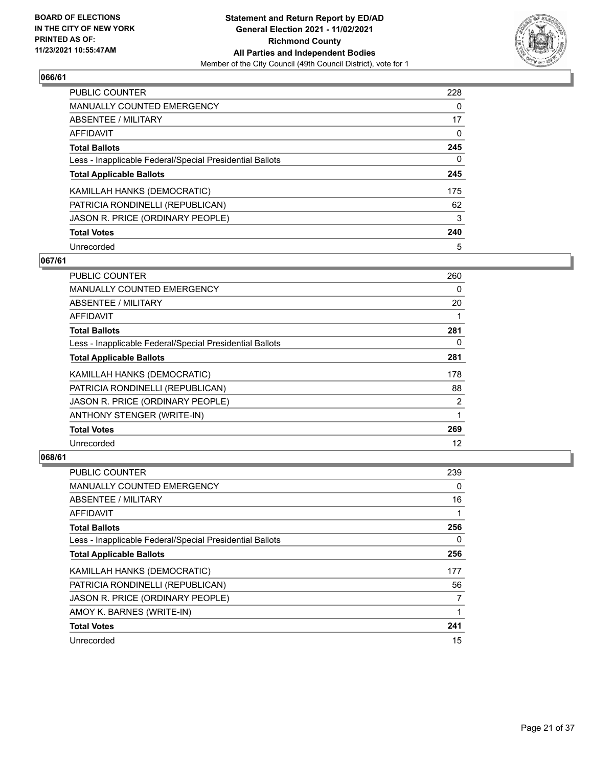BOARD OF ELECTIONS
IN THE CITY OF NEW YORK
PRINTED AS OF:
11/23/2021 10:55:47AM

**Statement and Return Report by ED/AD**
**General Election 2021 - 11/02/2021**
**Richmond County**
**All Parties and Independent Bodies**
Member of the City Council (49th Council District), vote for 1

## 066/61

| | |
|---|---|
| PUBLIC COUNTER | 228 |
| MANUALLY COUNTED EMERGENCY | 0 |
| ABSENTEE / MILITARY | 17 |
| AFFIDAVIT | 0 |
| **Total Ballots** | **245** |
| Less - Inapplicable Federal/Special Presidential Ballots | 0 |
| **Total Applicable Ballots** | **245** |
| KAMILLAH HANKS (DEMOCRATIC) | 175 |
| PATRICIA RONDINELLI (REPUBLICAN) | 62 |
| JASON R. PRICE (ORDINARY PEOPLE) | 3 |
| **Total Votes** | **240** |
| Unrecorded | 5 |

## 067/61

| | |
|---|---|
| PUBLIC COUNTER | 260 |
| MANUALLY COUNTED EMERGENCY | 0 |
| ABSENTEE / MILITARY | 20 |
| AFFIDAVIT | 1 |
| **Total Ballots** | **281** |
| Less - Inapplicable Federal/Special Presidential Ballots | 0 |
| **Total Applicable Ballots** | **281** |
| KAMILLAH HANKS (DEMOCRATIC) | 178 |
| PATRICIA RONDINELLI (REPUBLICAN) | 88 |
| JASON R. PRICE (ORDINARY PEOPLE) | 2 |
| ANTHONY STENGER (WRITE-IN) | 1 |
| **Total Votes** | **269** |
| Unrecorded | 12 |

## 068/61

| | |
|---|---|
| PUBLIC COUNTER | 239 |
| MANUALLY COUNTED EMERGENCY | 0 |
| ABSENTEE / MILITARY | 16 |
| AFFIDAVIT | 1 |
| **Total Ballots** | **256** |
| Less - Inapplicable Federal/Special Presidential Ballots | 0 |
| **Total Applicable Ballots** | **256** |
| KAMILLAH HANKS (DEMOCRATIC) | 177 |
| PATRICIA RONDINELLI (REPUBLICAN) | 56 |
| JASON R. PRICE (ORDINARY PEOPLE) | 7 |
| AMOY K. BARNES (WRITE-IN) | 1 |
| **Total Votes** | **241** |
| Unrecorded | 15 |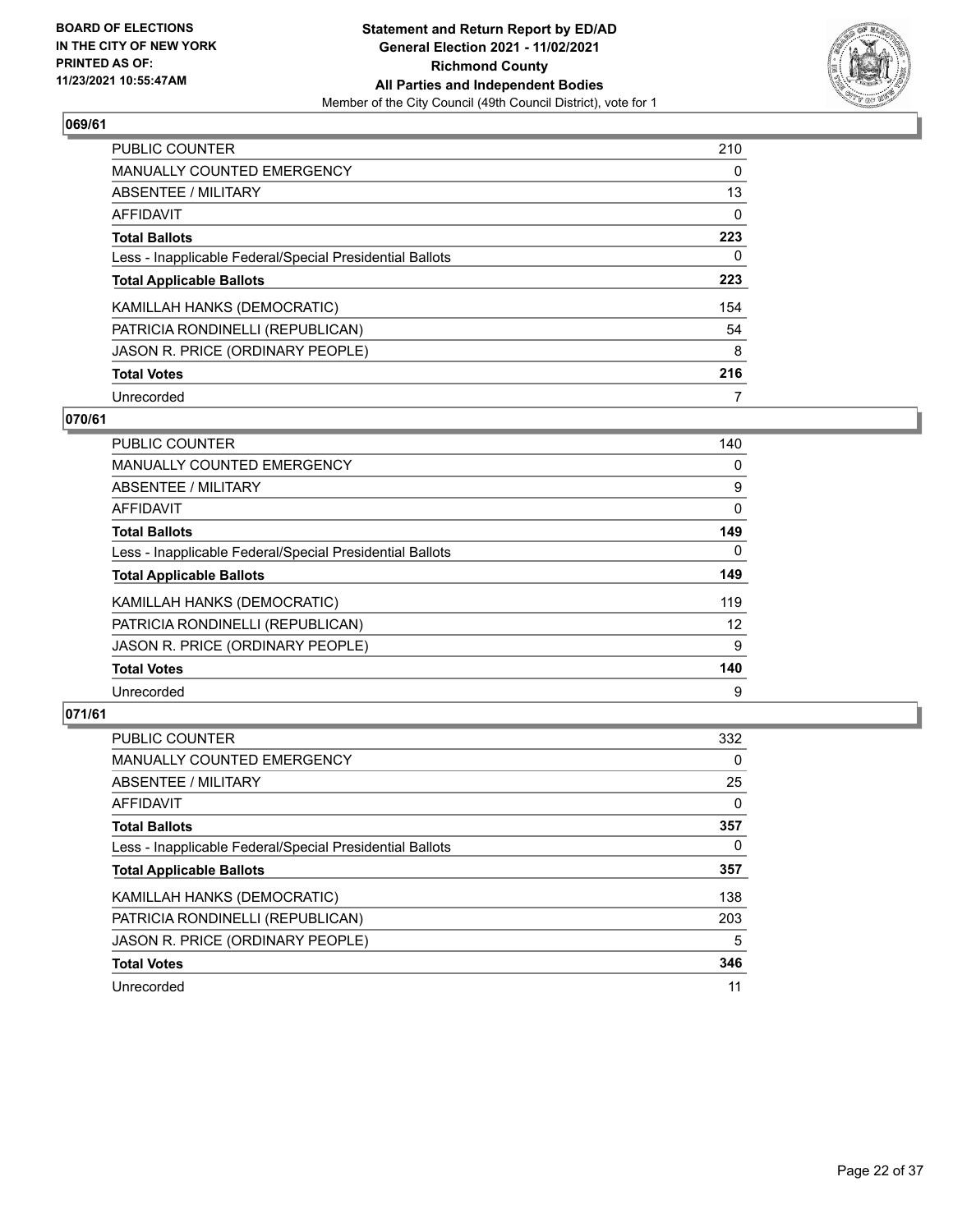BOARD OF ELECTIONS
IN THE CITY OF NEW YORK
PRINTED AS OF:
11/23/2021 10:55:47AM

**Statement and Return Report by ED/AD**
**General Election 2021 - 11/02/2021**
**Richmond County**
**All Parties and Independent Bodies**
Member of the City Council (49th Council District), vote for 1

## 069/61

| | |
|---|---|
| PUBLIC COUNTER | 210 |
| MANUALLY COUNTED EMERGENCY | 0 |
| ABSENTEE / MILITARY | 13 |
| AFFIDAVIT | 0 |
| **Total Ballots** | **223** |
| Less - Inapplicable Federal/Special Presidential Ballots | 0 |
| **Total Applicable Ballots** | **223** |
| KAMILLAH HANKS (DEMOCRATIC) | 154 |
| PATRICIA RONDINELLI (REPUBLICAN) | 54 |
| JASON R. PRICE (ORDINARY PEOPLE) | 8 |
| **Total Votes** | **216** |
| Unrecorded | 7 |

## 070/61

| | |
|---|---|
| PUBLIC COUNTER | 140 |
| MANUALLY COUNTED EMERGENCY | 0 |
| ABSENTEE / MILITARY | 9 |
| AFFIDAVIT | 0 |
| **Total Ballots** | **149** |
| Less - Inapplicable Federal/Special Presidential Ballots | 0 |
| **Total Applicable Ballots** | **149** |
| KAMILLAH HANKS (DEMOCRATIC) | 119 |
| PATRICIA RONDINELLI (REPUBLICAN) | 12 |
| JASON R. PRICE (ORDINARY PEOPLE) | 9 |
| **Total Votes** | **140** |
| Unrecorded | 9 |

## 071/61

| | |
|---|---|
| PUBLIC COUNTER | 332 |
| MANUALLY COUNTED EMERGENCY | 0 |
| ABSENTEE / MILITARY | 25 |
| AFFIDAVIT | 0 |
| **Total Ballots** | **357** |
| Less - Inapplicable Federal/Special Presidential Ballots | 0 |
| **Total Applicable Ballots** | **357** |
| KAMILLAH HANKS (DEMOCRATIC) | 138 |
| PATRICIA RONDINELLI (REPUBLICAN) | 203 |
| JASON R. PRICE (ORDINARY PEOPLE) | 5 |
| **Total Votes** | **346** |
| Unrecorded | 11 |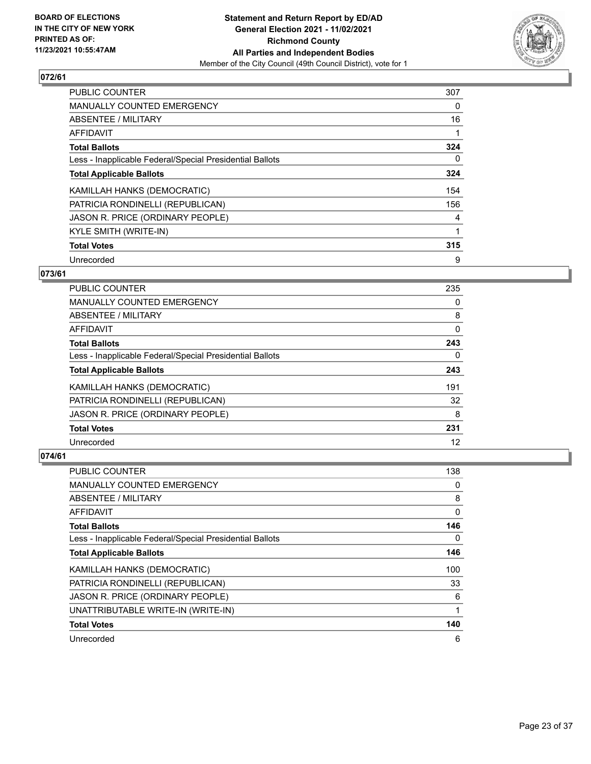BOARD OF ELECTIONS
IN THE CITY OF NEW YORK
PRINTED AS OF:
11/23/2021 10:55:47AM

**Statement and Return Report by ED/AD**
**General Election 2021 - 11/02/2021**
**Richmond County**
**All Parties and Independent Bodies**
Member of the City Council (49th Council District), vote for 1

## 072/61

| | |
|---|---|
| PUBLIC COUNTER | 307 |
| MANUALLY COUNTED EMERGENCY | 0 |
| ABSENTEE / MILITARY | 16 |
| AFFIDAVIT | 1 |
| **Total Ballots** | **324** |
| Less - Inapplicable Federal/Special Presidential Ballots | 0 |
| **Total Applicable Ballots** | **324** |
| KAMILLAH HANKS (DEMOCRATIC) | 154 |
| PATRICIA RONDINELLI (REPUBLICAN) | 156 |
| JASON R. PRICE (ORDINARY PEOPLE) | 4 |
| KYLE SMITH (WRITE-IN) | 1 |
| **Total Votes** | **315** |
| Unrecorded | 9 |

## 073/61

| | |
|---|---|
| PUBLIC COUNTER | 235 |
| MANUALLY COUNTED EMERGENCY | 0 |
| ABSENTEE / MILITARY | 8 |
| AFFIDAVIT | 0 |
| **Total Ballots** | **243** |
| Less - Inapplicable Federal/Special Presidential Ballots | 0 |
| **Total Applicable Ballots** | **243** |
| KAMILLAH HANKS (DEMOCRATIC) | 191 |
| PATRICIA RONDINELLI (REPUBLICAN) | 32 |
| JASON R. PRICE (ORDINARY PEOPLE) | 8 |
| **Total Votes** | **231** |
| Unrecorded | 12 |

## 074/61

| | |
|---|---|
| PUBLIC COUNTER | 138 |
| MANUALLY COUNTED EMERGENCY | 0 |
| ABSENTEE / MILITARY | 8 |
| AFFIDAVIT | 0 |
| **Total Ballots** | **146** |
| Less - Inapplicable Federal/Special Presidential Ballots | 0 |
| **Total Applicable Ballots** | **146** |
| KAMILLAH HANKS (DEMOCRATIC) | 100 |
| PATRICIA RONDINELLI (REPUBLICAN) | 33 |
| JASON R. PRICE (ORDINARY PEOPLE) | 6 |
| UNATTRIBUTABLE WRITE-IN (WRITE-IN) | 1 |
| **Total Votes** | **140** |
| Unrecorded | 6 |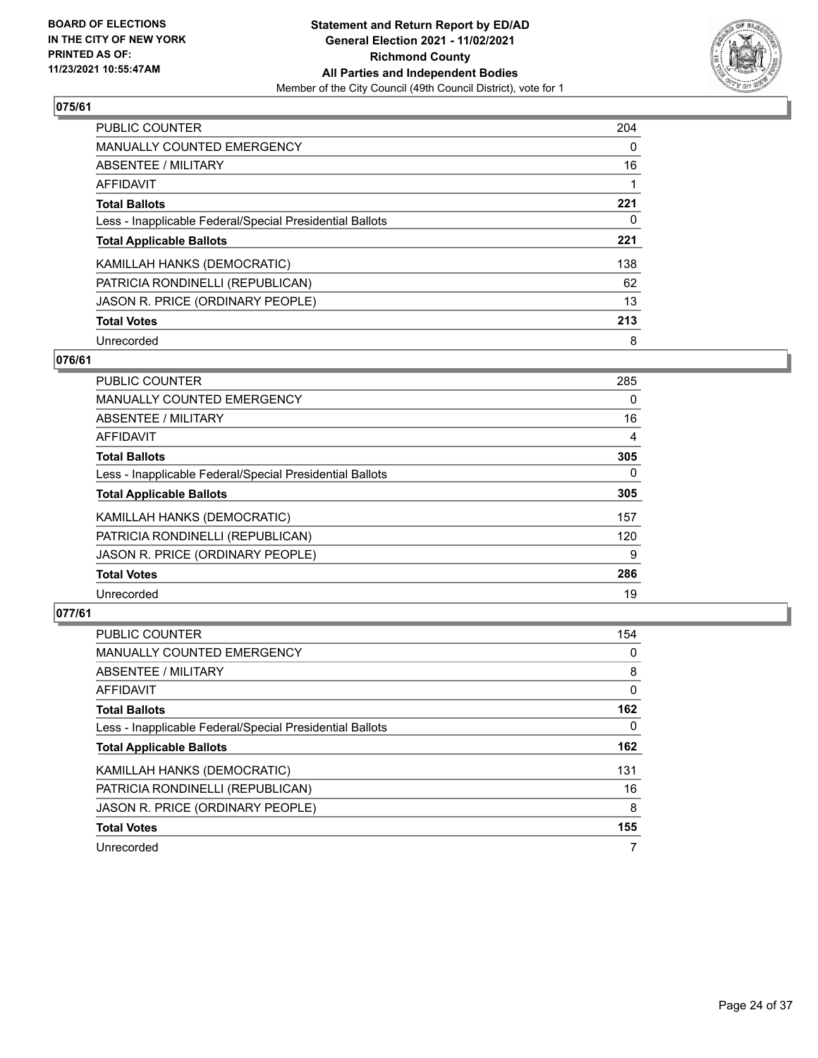**BOARD OF ELECTIONS IN THE CITY OF NEW YORK PRINTED AS OF: 11/23/2021 10:55:47AM**

**Statement and Return Report by ED/AD General Election 2021 - 11/02/2021 Richmond County All Parties and Independent Bodies**
Member of the City Council (49th Council District), vote for 1

## 075/61

| | |
|---|---|
| PUBLIC COUNTER | 204 |
| MANUALLY COUNTED EMERGENCY | 0 |
| ABSENTEE / MILITARY | 16 |
| AFFIDAVIT | 1 |
| **Total Ballots** | **221** |
| Less - Inapplicable Federal/Special Presidential Ballots | 0 |
| **Total Applicable Ballots** | **221** |
| KAMILLAH HANKS (DEMOCRATIC) | 138 |
| PATRICIA RONDINELLI (REPUBLICAN) | 62 |
| JASON R. PRICE (ORDINARY PEOPLE) | 13 |
| **Total Votes** | **213** |
| Unrecorded | 8 |

## 076/61

| | |
|---|---|
| PUBLIC COUNTER | 285 |
| MANUALLY COUNTED EMERGENCY | 0 |
| ABSENTEE / MILITARY | 16 |
| AFFIDAVIT | 4 |
| **Total Ballots** | **305** |
| Less - Inapplicable Federal/Special Presidential Ballots | 0 |
| **Total Applicable Ballots** | **305** |
| KAMILLAH HANKS (DEMOCRATIC) | 157 |
| PATRICIA RONDINELLI (REPUBLICAN) | 120 |
| JASON R. PRICE (ORDINARY PEOPLE) | 9 |
| **Total Votes** | **286** |
| Unrecorded | 19 |

## 077/61

| | |
|---|---|
| PUBLIC COUNTER | 154 |
| MANUALLY COUNTED EMERGENCY | 0 |
| ABSENTEE / MILITARY | 8 |
| AFFIDAVIT | 0 |
| **Total Ballots** | **162** |
| Less - Inapplicable Federal/Special Presidential Ballots | 0 |
| **Total Applicable Ballots** | **162** |
| KAMILLAH HANKS (DEMOCRATIC) | 131 |
| PATRICIA RONDINELLI (REPUBLICAN) | 16 |
| JASON R. PRICE (ORDINARY PEOPLE) | 8 |
| **Total Votes** | **155** |
| Unrecorded | 7 |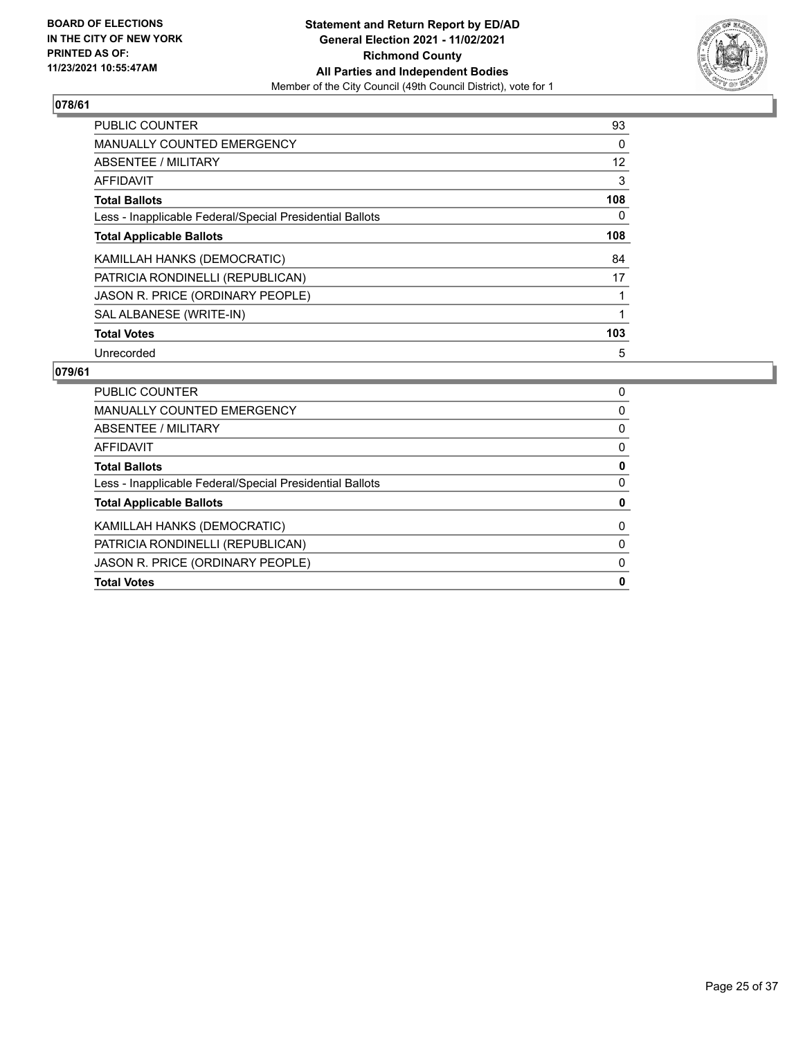**BOARD OF ELECTIONS IN THE CITY OF NEW YORK PRINTED AS OF: 11/23/2021 10:55:47AM**

**Statement and Return Report by ED/AD General Election 2021 - 11/02/2021 Richmond County All Parties and Independent Bodies**

Member of the City Council (49th Council District), vote for 1

## 078/61

| | |
|---|---|
| PUBLIC COUNTER | 93 |
| MANUALLY COUNTED EMERGENCY | 0 |
| ABSENTEE / MILITARY | 12 |
| AFFIDAVIT | 3 |
| **Total Ballots** | **108** |
| Less - Inapplicable Federal/Special Presidential Ballots | 0 |
| **Total Applicable Ballots** | **108** |
| KAMILLAH HANKS (DEMOCRATIC) | 84 |
| PATRICIA RONDINELLI (REPUBLICAN) | 17 |
| JASON R. PRICE (ORDINARY PEOPLE) | 1 |
| SAL ALBANESE (WRITE-IN) | 1 |
| **Total Votes** | **103** |
| Unrecorded | 5 |

## 079/61

| | |
|---|---|
| PUBLIC COUNTER | 0 |
| MANUALLY COUNTED EMERGENCY | 0 |
| ABSENTEE / MILITARY | 0 |
| AFFIDAVIT | 0 |
| **Total Ballots** | **0** |
| Less - Inapplicable Federal/Special Presidential Ballots | 0 |
| **Total Applicable Ballots** | **0** |
| KAMILLAH HANKS (DEMOCRATIC) | 0 |
| PATRICIA RONDINELLI (REPUBLICAN) | 0 |
| JASON R. PRICE (ORDINARY PEOPLE) | 0 |
| **Total Votes** | **0** |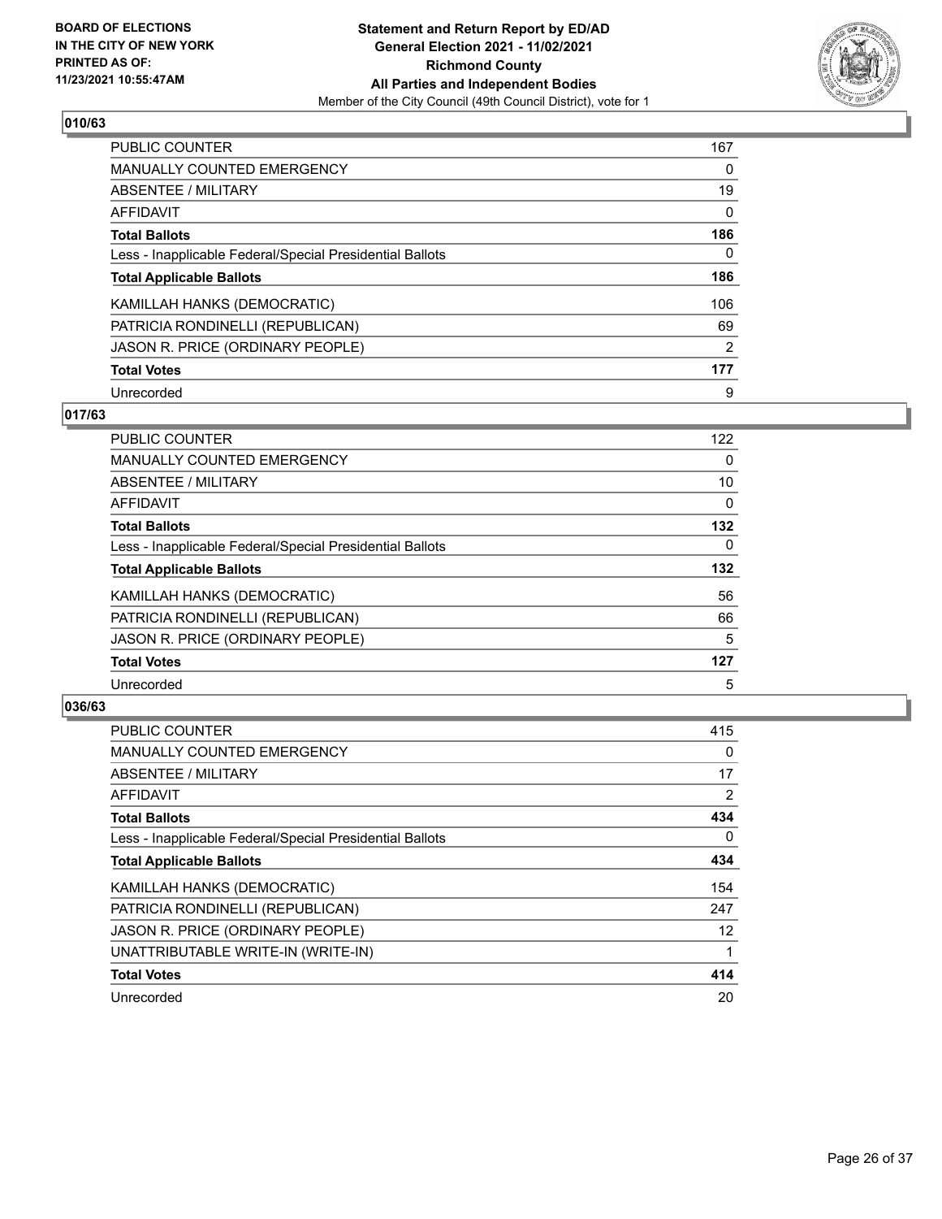**BOARD OF ELECTIONS IN THE CITY OF NEW YORK PRINTED AS OF: 11/23/2021 10:55:47AM**

**Statement and Return Report by ED/AD General Election 2021 - 11/02/2021 Richmond County All Parties and Independent Bodies**

Member of the City Council (49th Council District), vote for 1

## 010/63

| | |
|---|---|
| PUBLIC COUNTER | 167 |
| MANUALLY COUNTED EMERGENCY | 0 |
| ABSENTEE / MILITARY | 19 |
| AFFIDAVIT | 0 |
| **Total Ballots** | **186** |
| Less - Inapplicable Federal/Special Presidential Ballots | 0 |
| **Total Applicable Ballots** | **186** |
| KAMILLAH HANKS (DEMOCRATIC) | 106 |
| PATRICIA RONDINELLI (REPUBLICAN) | 69 |
| JASON R. PRICE (ORDINARY PEOPLE) | 2 |
| **Total Votes** | **177** |
| Unrecorded | 9 |

## 017/63

| | |
|---|---|
| PUBLIC COUNTER | 122 |
| MANUALLY COUNTED EMERGENCY | 0 |
| ABSENTEE / MILITARY | 10 |
| AFFIDAVIT | 0 |
| **Total Ballots** | **132** |
| Less - Inapplicable Federal/Special Presidential Ballots | 0 |
| **Total Applicable Ballots** | **132** |
| KAMILLAH HANKS (DEMOCRATIC) | 56 |
| PATRICIA RONDINELLI (REPUBLICAN) | 66 |
| JASON R. PRICE (ORDINARY PEOPLE) | 5 |
| **Total Votes** | **127** |
| Unrecorded | 5 |

## 036/63

| | |
|---|---|
| PUBLIC COUNTER | 415 |
| MANUALLY COUNTED EMERGENCY | 0 |
| ABSENTEE / MILITARY | 17 |
| AFFIDAVIT | 2 |
| **Total Ballots** | **434** |
| Less - Inapplicable Federal/Special Presidential Ballots | 0 |
| **Total Applicable Ballots** | **434** |
| KAMILLAH HANKS (DEMOCRATIC) | 154 |
| PATRICIA RONDINELLI (REPUBLICAN) | 247 |
| JASON R. PRICE (ORDINARY PEOPLE) | 12 |
| UNATTRIBUTABLE WRITE-IN (WRITE-IN) | 1 |
| **Total Votes** | **414** |
| Unrecorded | 20 |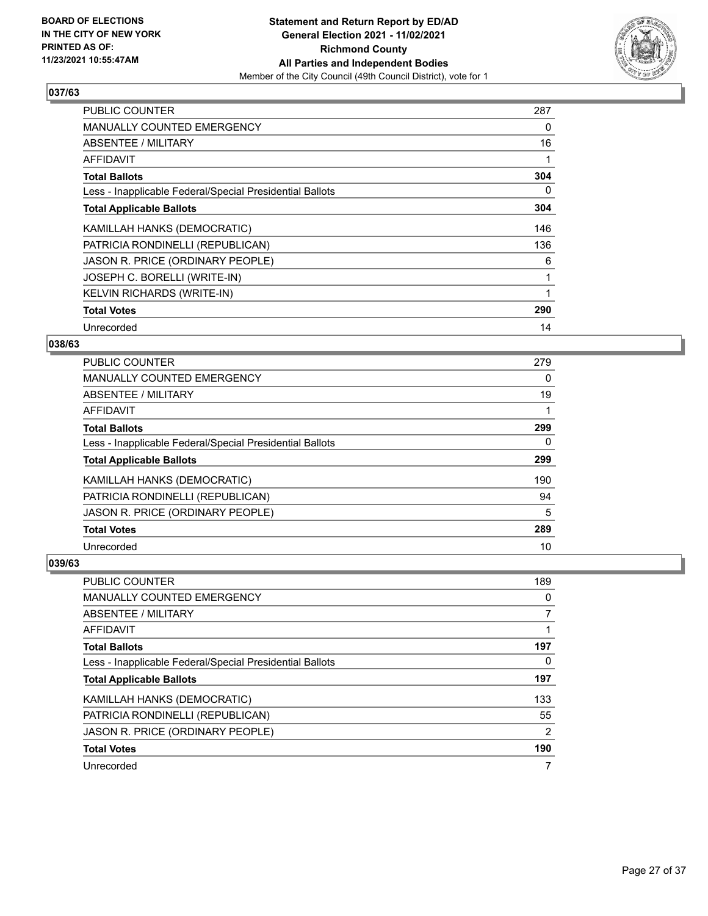**BOARD OF ELECTIONS IN THE CITY OF NEW YORK PRINTED AS OF: 11/23/2021 10:55:47AM**

**Statement and Return Report by ED/AD General Election 2021 - 11/02/2021 Richmond County All Parties and Independent Bodies**
Member of the City Council (49th Council District), vote for 1

## 037/63

| | |
|---|---|
| PUBLIC COUNTER | 287 |
| MANUALLY COUNTED EMERGENCY | 0 |
| ABSENTEE / MILITARY | 16 |
| AFFIDAVIT | 1 |
| **Total Ballots** | **304** |
| Less - Inapplicable Federal/Special Presidential Ballots | 0 |
| **Total Applicable Ballots** | **304** |
| KAMILLAH HANKS (DEMOCRATIC) | 146 |
| PATRICIA RONDINELLI (REPUBLICAN) | 136 |
| JASON R. PRICE (ORDINARY PEOPLE) | 6 |
| JOSEPH C. BORELLI (WRITE-IN) | 1 |
| KELVIN RICHARDS (WRITE-IN) | 1 |
| **Total Votes** | **290** |
| Unrecorded | 14 |

## 038/63

| | |
|---|---|
| PUBLIC COUNTER | 279 |
| MANUALLY COUNTED EMERGENCY | 0 |
| ABSENTEE / MILITARY | 19 |
| AFFIDAVIT | 1 |
| **Total Ballots** | **299** |
| Less - Inapplicable Federal/Special Presidential Ballots | 0 |
| **Total Applicable Ballots** | **299** |
| KAMILLAH HANKS (DEMOCRATIC) | 190 |
| PATRICIA RONDINELLI (REPUBLICAN) | 94 |
| JASON R. PRICE (ORDINARY PEOPLE) | 5 |
| **Total Votes** | **289** |
| Unrecorded | 10 |

## 039/63

| | |
|---|---|
| PUBLIC COUNTER | 189 |
| MANUALLY COUNTED EMERGENCY | 0 |
| ABSENTEE / MILITARY | 7 |
| AFFIDAVIT | 1 |
| **Total Ballots** | **197** |
| Less - Inapplicable Federal/Special Presidential Ballots | 0 |
| **Total Applicable Ballots** | **197** |
| KAMILLAH HANKS (DEMOCRATIC) | 133 |
| PATRICIA RONDINELLI (REPUBLICAN) | 55 |
| JASON R. PRICE (ORDINARY PEOPLE) | 2 |
| **Total Votes** | **190** |
| Unrecorded | 7 |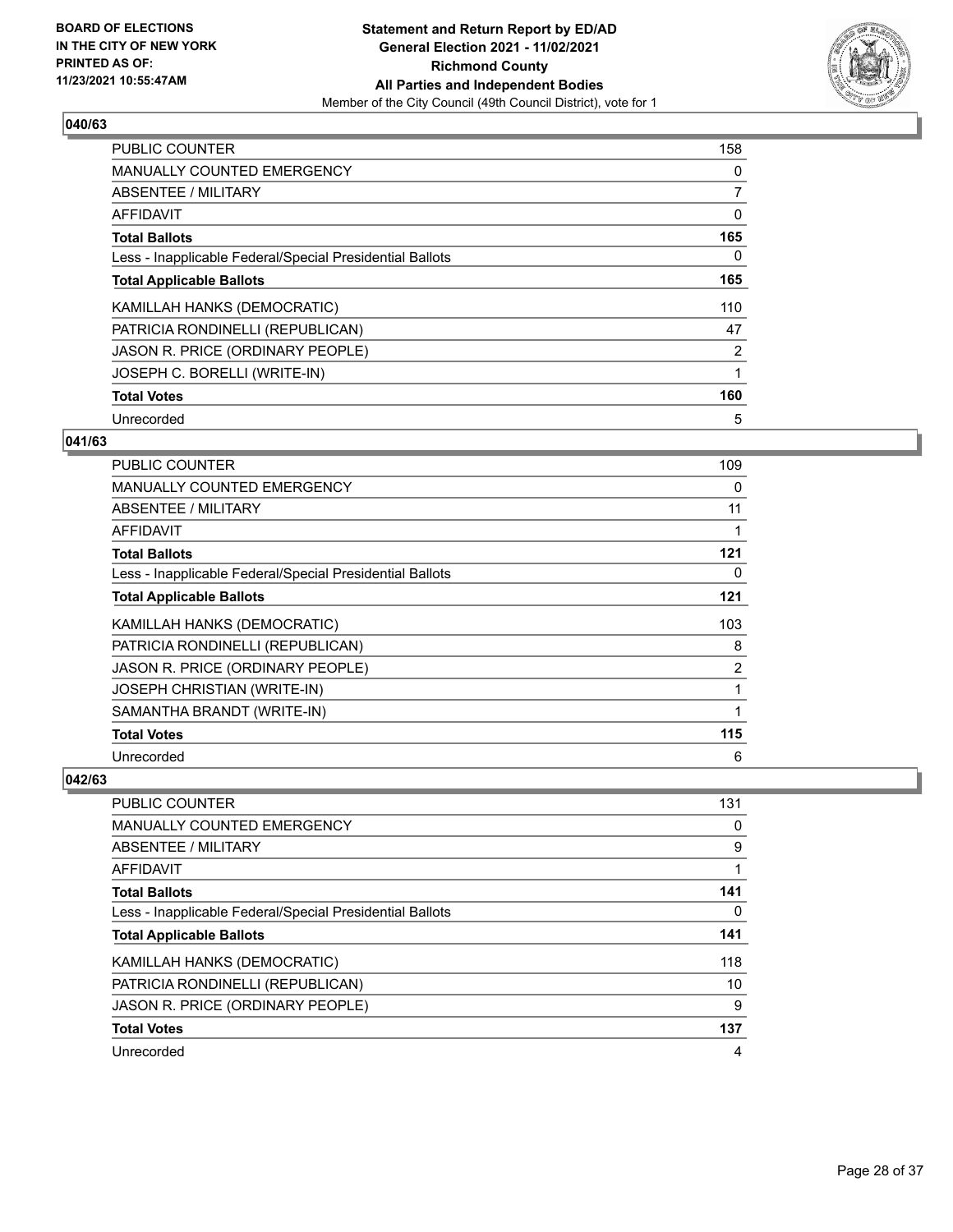**BOARD OF ELECTIONS IN THE CITY OF NEW YORK PRINTED AS OF: 11/23/2021 10:55:47AM**

**Statement and Return Report by ED/AD**
**General Election 2021 - 11/02/2021**
**Richmond County**
**All Parties and Independent Bodies**
Member of the City Council (49th Council District), vote for 1

### 040/63

| | |
|---|---|
| PUBLIC COUNTER | 158 |
| MANUALLY COUNTED EMERGENCY | 0 |
| ABSENTEE / MILITARY | 7 |
| AFFIDAVIT | 0 |
| **Total Ballots** | **165** |
| Less - Inapplicable Federal/Special Presidential Ballots | 0 |
| **Total Applicable Ballots** | **165** |
| KAMILLAH HANKS (DEMOCRATIC) | 110 |
| PATRICIA RONDINELLI (REPUBLICAN) | 47 |
| JASON R. PRICE (ORDINARY PEOPLE) | 2 |
| JOSEPH C. BORELLI (WRITE-IN) | 1 |
| **Total Votes** | **160** |
| Unrecorded | 5 |

### 041/63

| | |
|---|---|
| PUBLIC COUNTER | 109 |
| MANUALLY COUNTED EMERGENCY | 0 |
| ABSENTEE / MILITARY | 11 |
| AFFIDAVIT | 1 |
| **Total Ballots** | **121** |
| Less - Inapplicable Federal/Special Presidential Ballots | 0 |
| **Total Applicable Ballots** | **121** |
| KAMILLAH HANKS (DEMOCRATIC) | 103 |
| PATRICIA RONDINELLI (REPUBLICAN) | 8 |
| JASON R. PRICE (ORDINARY PEOPLE) | 2 |
| JOSEPH CHRISTIAN (WRITE-IN) | 1 |
| SAMANTHA BRANDT (WRITE-IN) | 1 |
| **Total Votes** | **115** |
| Unrecorded | 6 |

### 042/63

| | |
|---|---|
| PUBLIC COUNTER | 131 |
| MANUALLY COUNTED EMERGENCY | 0 |
| ABSENTEE / MILITARY | 9 |
| AFFIDAVIT | 1 |
| **Total Ballots** | **141** |
| Less - Inapplicable Federal/Special Presidential Ballots | 0 |
| **Total Applicable Ballots** | **141** |
| KAMILLAH HANKS (DEMOCRATIC) | 118 |
| PATRICIA RONDINELLI (REPUBLICAN) | 10 |
| JASON R. PRICE (ORDINARY PEOPLE) | 9 |
| **Total Votes** | **137** |
| Unrecorded | 4 |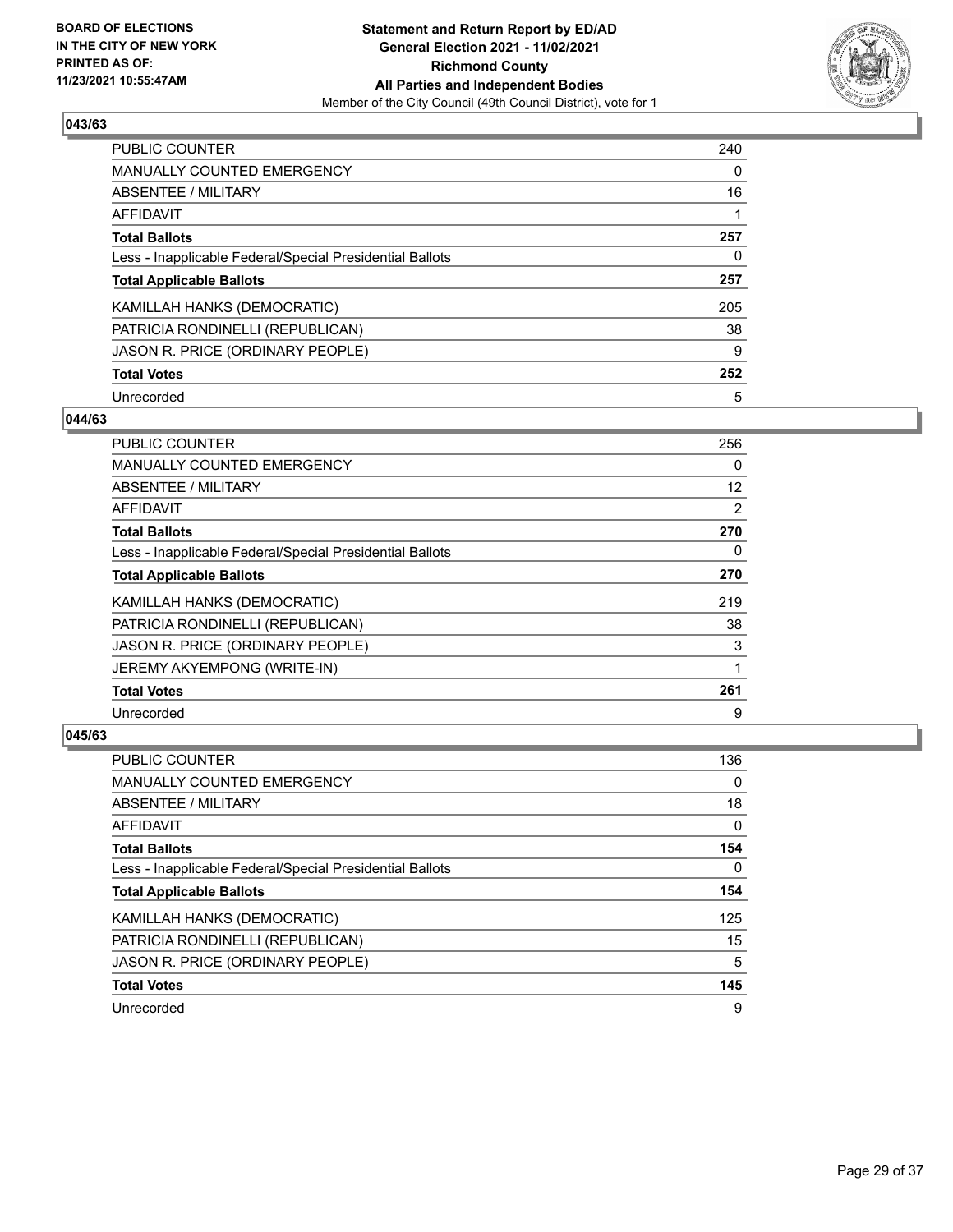BOARD OF ELECTIONS
IN THE CITY OF NEW YORK
PRINTED AS OF:
11/23/2021 10:55:47AM

**Statement and Return Report by ED/AD**
**General Election 2021 - 11/02/2021**
**Richmond County**
**All Parties and Independent Bodies**
Member of the City Council (49th Council District), vote for 1

### 043/63

| | |
|---|---|
| PUBLIC COUNTER | 240 |
| MANUALLY COUNTED EMERGENCY | 0 |
| ABSENTEE / MILITARY | 16 |
| AFFIDAVIT | 1 |
| **Total Ballots** | **257** |
| Less - Inapplicable Federal/Special Presidential Ballots | 0 |
| **Total Applicable Ballots** | **257** |
| KAMILLAH HANKS (DEMOCRATIC) | 205 |
| PATRICIA RONDINELLI (REPUBLICAN) | 38 |
| JASON R. PRICE (ORDINARY PEOPLE) | 9 |
| **Total Votes** | **252** |
| Unrecorded | 5 |

### 044/63

| | |
|---|---|
| PUBLIC COUNTER | 256 |
| MANUALLY COUNTED EMERGENCY | 0 |
| ABSENTEE / MILITARY | 12 |
| AFFIDAVIT | 2 |
| **Total Ballots** | **270** |
| Less - Inapplicable Federal/Special Presidential Ballots | 0 |
| **Total Applicable Ballots** | **270** |
| KAMILLAH HANKS (DEMOCRATIC) | 219 |
| PATRICIA RONDINELLI (REPUBLICAN) | 38 |
| JASON R. PRICE (ORDINARY PEOPLE) | 3 |
| JEREMY AKYEMPONG (WRITE-IN) | 1 |
| **Total Votes** | **261** |
| Unrecorded | 9 |

### 045/63

| | |
|---|---|
| PUBLIC COUNTER | 136 |
| MANUALLY COUNTED EMERGENCY | 0 |
| ABSENTEE / MILITARY | 18 |
| AFFIDAVIT | 0 |
| **Total Ballots** | **154** |
| Less - Inapplicable Federal/Special Presidential Ballots | 0 |
| **Total Applicable Ballots** | **154** |
| KAMILLAH HANKS (DEMOCRATIC) | 125 |
| PATRICIA RONDINELLI (REPUBLICAN) | 15 |
| JASON R. PRICE (ORDINARY PEOPLE) | 5 |
| **Total Votes** | **145** |
| Unrecorded | 9 |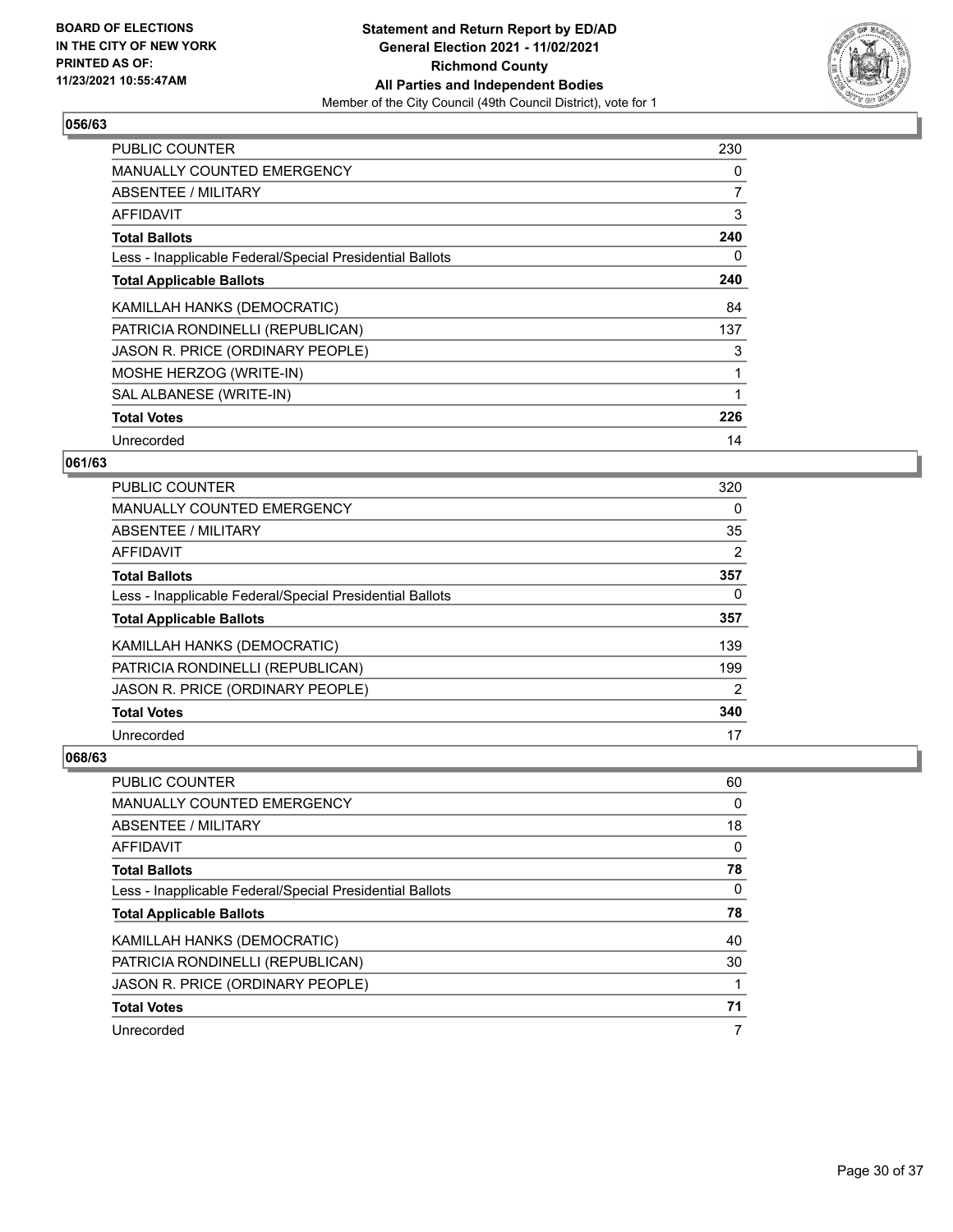**BOARD OF ELECTIONS IN THE CITY OF NEW YORK PRINTED AS OF: 11/23/2021 10:55:47AM**

**Statement and Return Report by ED/AD General Election 2021 - 11/02/2021 Richmond County All Parties and Independent Bodies**

Member of the City Council (49th Council District), vote for 1

### 056/63

| | |
|---|---|
| PUBLIC COUNTER | 230 |
| MANUALLY COUNTED EMERGENCY | 0 |
| ABSENTEE / MILITARY | 7 |
| AFFIDAVIT | 3 |
| **Total Ballots** | **240** |
| Less - Inapplicable Federal/Special Presidential Ballots | 0 |
| **Total Applicable Ballots** | **240** |
| KAMILLAH HANKS (DEMOCRATIC) | 84 |
| PATRICIA RONDINELLI (REPUBLICAN) | 137 |
| JASON R. PRICE (ORDINARY PEOPLE) | 3 |
| MOSHE HERZOG (WRITE-IN) | 1 |
| SAL ALBANESE (WRITE-IN) | 1 |
| **Total Votes** | **226** |
| Unrecorded | 14 |

### 061/63

| | |
|---|---|
| PUBLIC COUNTER | 320 |
| MANUALLY COUNTED EMERGENCY | 0 |
| ABSENTEE / MILITARY | 35 |
| AFFIDAVIT | 2 |
| **Total Ballots** | **357** |
| Less - Inapplicable Federal/Special Presidential Ballots | 0 |
| **Total Applicable Ballots** | **357** |
| KAMILLAH HANKS (DEMOCRATIC) | 139 |
| PATRICIA RONDINELLI (REPUBLICAN) | 199 |
| JASON R. PRICE (ORDINARY PEOPLE) | 2 |
| **Total Votes** | **340** |
| Unrecorded | 17 |

### 068/63

| | |
|---|---|
| PUBLIC COUNTER | 60 |
| MANUALLY COUNTED EMERGENCY | 0 |
| ABSENTEE / MILITARY | 18 |
| AFFIDAVIT | 0 |
| **Total Ballots** | **78** |
| Less - Inapplicable Federal/Special Presidential Ballots | 0 |
| **Total Applicable Ballots** | **78** |
| KAMILLAH HANKS (DEMOCRATIC) | 40 |
| PATRICIA RONDINELLI (REPUBLICAN) | 30 |
| JASON R. PRICE (ORDINARY PEOPLE) | 1 |
| **Total Votes** | **71** |
| Unrecorded | 7 |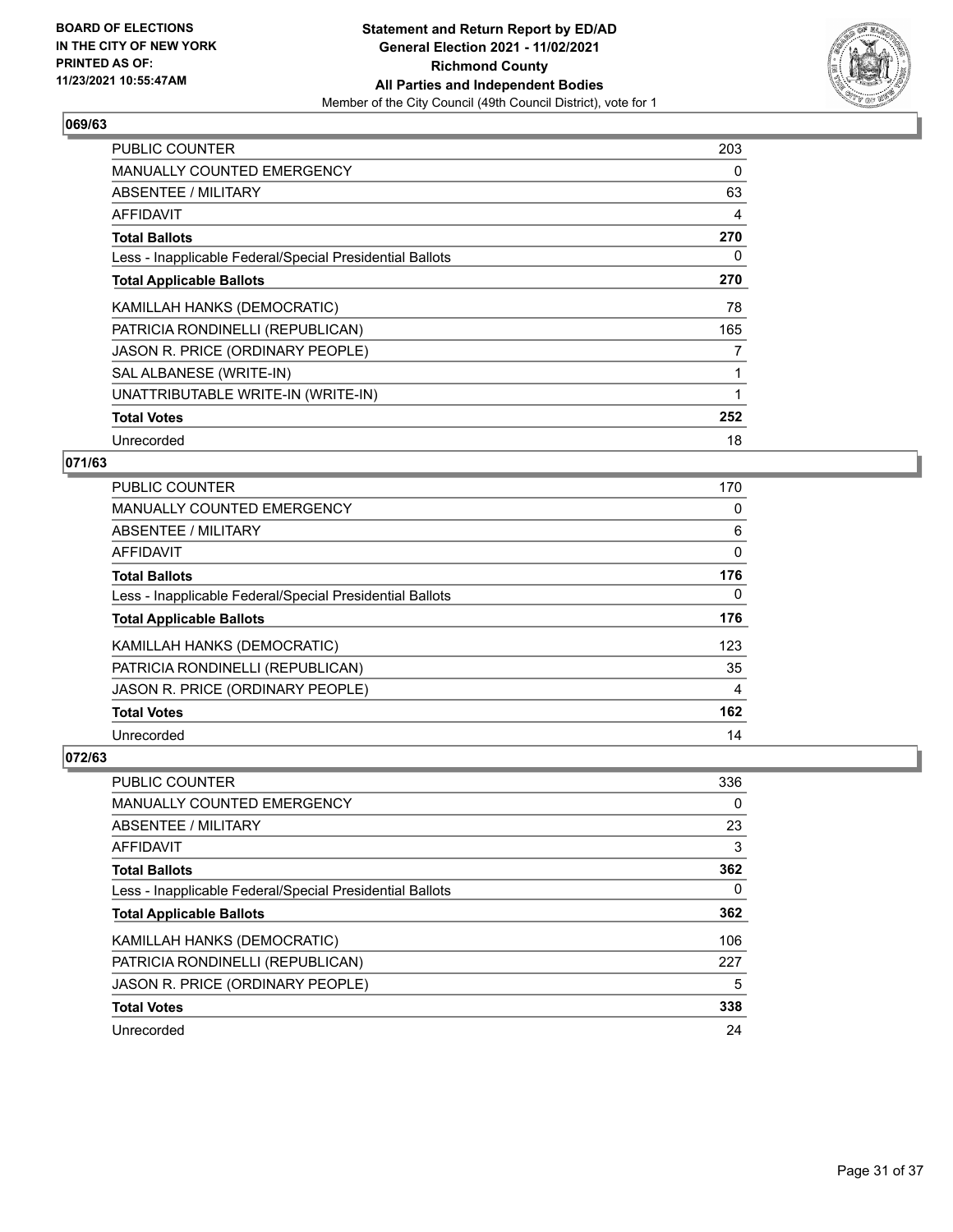**BOARD OF ELECTIONS IN THE CITY OF NEW YORK PRINTED AS OF: 11/23/2021 10:55:47AM**

**Statement and Return Report by ED/AD General Election 2021 - 11/02/2021 Richmond County All Parties and Independent Bodies**

Member of the City Council (49th Council District), vote for 1

### 069/63

| | |
|---|---|
| PUBLIC COUNTER | 203 |
| MANUALLY COUNTED EMERGENCY | 0 |
| ABSENTEE / MILITARY | 63 |
| AFFIDAVIT | 4 |
| **Total Ballots** | **270** |
| Less - Inapplicable Federal/Special Presidential Ballots | 0 |
| **Total Applicable Ballots** | **270** |
| KAMILLAH HANKS (DEMOCRATIC) | 78 |
| PATRICIA RONDINELLI (REPUBLICAN) | 165 |
| JASON R. PRICE (ORDINARY PEOPLE) | 7 |
| SAL ALBANESE (WRITE-IN) | 1 |
| UNATTRIBUTABLE WRITE-IN (WRITE-IN) | 1 |
| **Total Votes** | **252** |
| Unrecorded | 18 |

### 071/63

| | |
|---|---|
| PUBLIC COUNTER | 170 |
| MANUALLY COUNTED EMERGENCY | 0 |
| ABSENTEE / MILITARY | 6 |
| AFFIDAVIT | 0 |
| **Total Ballots** | **176** |
| Less - Inapplicable Federal/Special Presidential Ballots | 0 |
| **Total Applicable Ballots** | **176** |
| KAMILLAH HANKS (DEMOCRATIC) | 123 |
| PATRICIA RONDINELLI (REPUBLICAN) | 35 |
| JASON R. PRICE (ORDINARY PEOPLE) | 4 |
| **Total Votes** | **162** |
| Unrecorded | 14 |

### 072/63

| | |
|---|---|
| PUBLIC COUNTER | 336 |
| MANUALLY COUNTED EMERGENCY | 0 |
| ABSENTEE / MILITARY | 23 |
| AFFIDAVIT | 3 |
| **Total Ballots** | **362** |
| Less - Inapplicable Federal/Special Presidential Ballots | 0 |
| **Total Applicable Ballots** | **362** |
| KAMILLAH HANKS (DEMOCRATIC) | 106 |
| PATRICIA RONDINELLI (REPUBLICAN) | 227 |
| JASON R. PRICE (ORDINARY PEOPLE) | 5 |
| **Total Votes** | **338** |
| Unrecorded | 24 |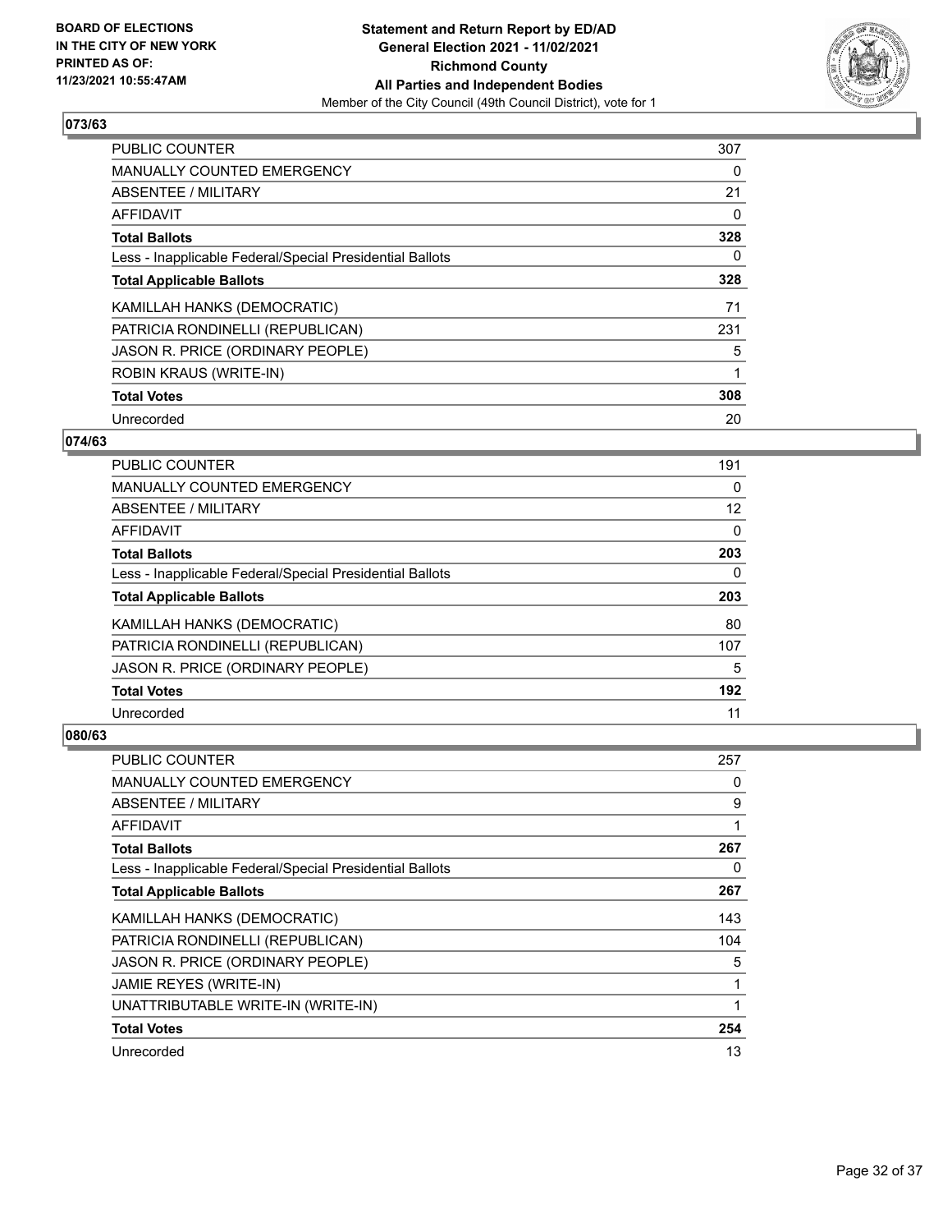**BOARD OF ELECTIONS IN THE CITY OF NEW YORK PRINTED AS OF: 11/23/2021 10:55:47AM**

**Statement and Return Report by ED/AD General Election 2021 - 11/02/2021 Richmond County All Parties and Independent Bodies**
Member of the City Council (49th Council District), vote for 1

### 073/63

| | |
|---|---|
| PUBLIC COUNTER | 307 |
| MANUALLY COUNTED EMERGENCY | 0 |
| ABSENTEE / MILITARY | 21 |
| AFFIDAVIT | 0 |
| **Total Ballots** | **328** |
| Less - Inapplicable Federal/Special Presidential Ballots | 0 |
| **Total Applicable Ballots** | **328** |
| KAMILLAH HANKS (DEMOCRATIC) | 71 |
| PATRICIA RONDINELLI (REPUBLICAN) | 231 |
| JASON R. PRICE (ORDINARY PEOPLE) | 5 |
| ROBIN KRAUS (WRITE-IN) | 1 |
| **Total Votes** | **308** |
| Unrecorded | 20 |

### 074/63

| | |
|---|---|
| PUBLIC COUNTER | 191 |
| MANUALLY COUNTED EMERGENCY | 0 |
| ABSENTEE / MILITARY | 12 |
| AFFIDAVIT | 0 |
| **Total Ballots** | **203** |
| Less - Inapplicable Federal/Special Presidential Ballots | 0 |
| **Total Applicable Ballots** | **203** |
| KAMILLAH HANKS (DEMOCRATIC) | 80 |
| PATRICIA RONDINELLI (REPUBLICAN) | 107 |
| JASON R. PRICE (ORDINARY PEOPLE) | 5 |
| **Total Votes** | **192** |
| Unrecorded | 11 |

### 080/63

| | |
|---|---|
| PUBLIC COUNTER | 257 |
| MANUALLY COUNTED EMERGENCY | 0 |
| ABSENTEE / MILITARY | 9 |
| AFFIDAVIT | 1 |
| **Total Ballots** | **267** |
| Less - Inapplicable Federal/Special Presidential Ballots | 0 |
| **Total Applicable Ballots** | **267** |
| KAMILLAH HANKS (DEMOCRATIC) | 143 |
| PATRICIA RONDINELLI (REPUBLICAN) | 104 |
| JASON R. PRICE (ORDINARY PEOPLE) | 5 |
| JAMIE REYES (WRITE-IN) | 1 |
| UNATTRIBUTABLE WRITE-IN (WRITE-IN) | 1 |
| **Total Votes** | **254** |
| Unrecorded | 13 |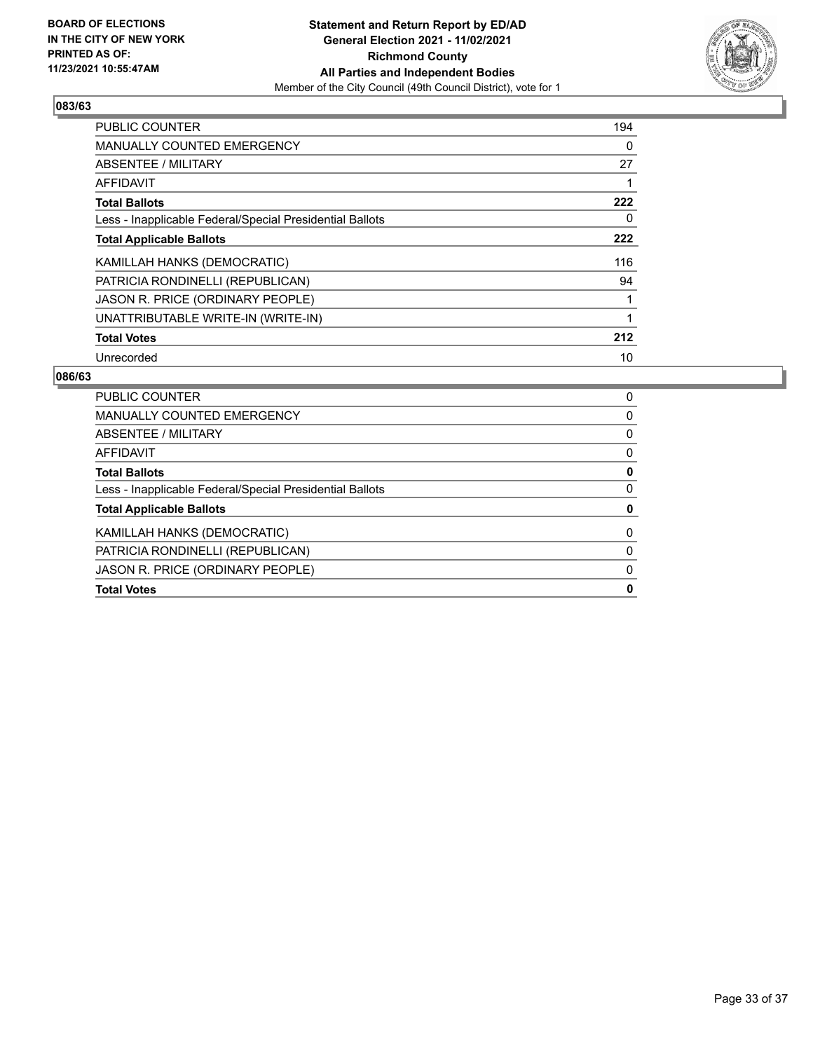**BOARD OF ELECTIONS IN THE CITY OF NEW YORK PRINTED AS OF: 11/23/2021 10:55:47AM**

**Statement and Return Report by ED/AD**
**General Election 2021 - 11/02/2021**
**Richmond County**
**All Parties and Independent Bodies**
Member of the City Council (49th Council District), vote for 1

## 083/63

| | |
|---|---|
| PUBLIC COUNTER | 194 |
| MANUALLY COUNTED EMERGENCY | 0 |
| ABSENTEE / MILITARY | 27 |
| AFFIDAVIT | 1 |
| **Total Ballots** | **222** |
| Less - Inapplicable Federal/Special Presidential Ballots | 0 |
| **Total Applicable Ballots** | **222** |
| KAMILLAH HANKS (DEMOCRATIC) | 116 |
| PATRICIA RONDINELLI (REPUBLICAN) | 94 |
| JASON R. PRICE (ORDINARY PEOPLE) | 1 |
| UNATTRIBUTABLE WRITE-IN (WRITE-IN) | 1 |
| **Total Votes** | **212** |
| Unrecorded | 10 |

## 086/63

| | |
|---|---|
| PUBLIC COUNTER | 0 |
| MANUALLY COUNTED EMERGENCY | 0 |
| ABSENTEE / MILITARY | 0 |
| AFFIDAVIT | 0 |
| **Total Ballots** | **0** |
| Less - Inapplicable Federal/Special Presidential Ballots | 0 |
| **Total Applicable Ballots** | **0** |
| KAMILLAH HANKS (DEMOCRATIC) | 0 |
| PATRICIA RONDINELLI (REPUBLICAN) | 0 |
| JASON R. PRICE (ORDINARY PEOPLE) | 0 |
| **Total Votes** | **0** |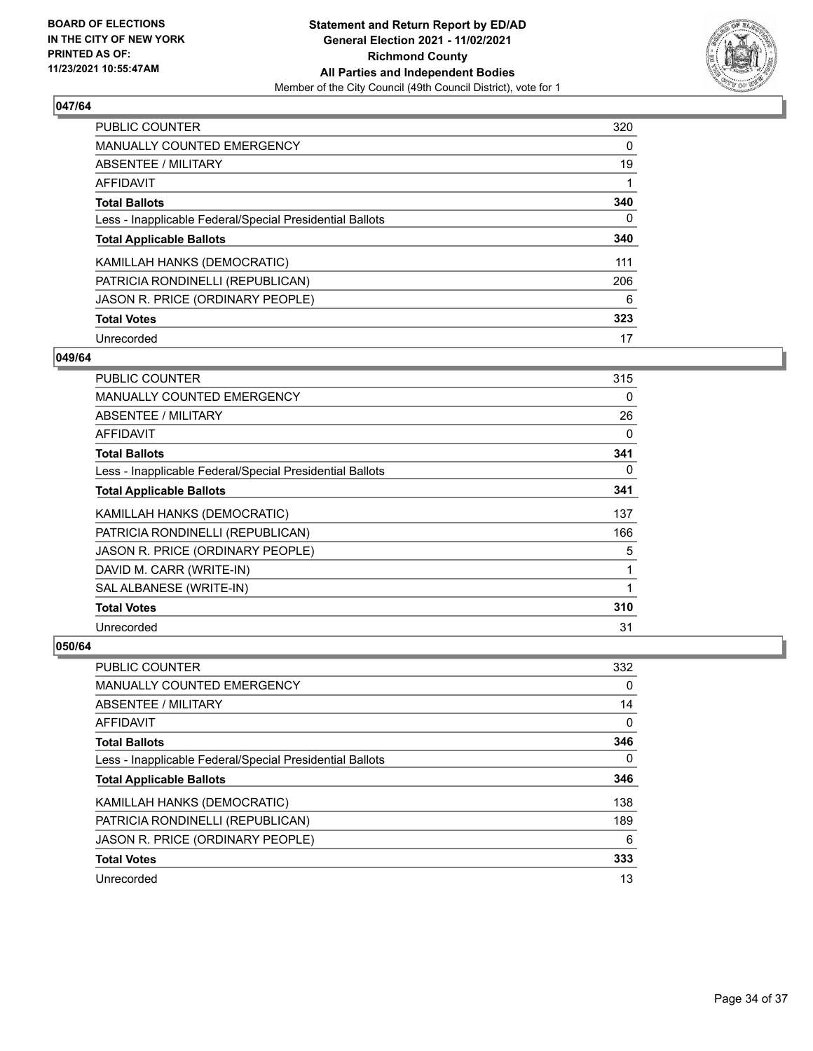**BOARD OF ELECTIONS IN THE CITY OF NEW YORK PRINTED AS OF: 11/23/2021 10:55:47AM**

**Statement and Return Report by ED/AD General Election 2021 - 11/02/2021 Richmond County All Parties and Independent Bodies**

Member of the City Council (49th Council District), vote for 1

### 047/64

| | |
|---|---|
| PUBLIC COUNTER | 320 |
| MANUALLY COUNTED EMERGENCY | 0 |
| ABSENTEE / MILITARY | 19 |
| AFFIDAVIT | 1 |
| **Total Ballots** | **340** |
| Less - Inapplicable Federal/Special Presidential Ballots | 0 |
| **Total Applicable Ballots** | **340** |
| KAMILLAH HANKS (DEMOCRATIC) | 111 |
| PATRICIA RONDINELLI (REPUBLICAN) | 206 |
| JASON R. PRICE (ORDINARY PEOPLE) | 6 |
| **Total Votes** | **323** |
| Unrecorded | 17 |

### 049/64

| | |
|---|---|
| PUBLIC COUNTER | 315 |
| MANUALLY COUNTED EMERGENCY | 0 |
| ABSENTEE / MILITARY | 26 |
| AFFIDAVIT | 0 |
| **Total Ballots** | **341** |
| Less - Inapplicable Federal/Special Presidential Ballots | 0 |
| **Total Applicable Ballots** | **341** |
| KAMILLAH HANKS (DEMOCRATIC) | 137 |
| PATRICIA RONDINELLI (REPUBLICAN) | 166 |
| JASON R. PRICE (ORDINARY PEOPLE) | 5 |
| DAVID M. CARR (WRITE-IN) | 1 |
| SAL ALBANESE (WRITE-IN) | 1 |
| **Total Votes** | **310** |
| Unrecorded | 31 |

### 050/64

| | |
|---|---|
| PUBLIC COUNTER | 332 |
| MANUALLY COUNTED EMERGENCY | 0 |
| ABSENTEE / MILITARY | 14 |
| AFFIDAVIT | 0 |
| **Total Ballots** | **346** |
| Less - Inapplicable Federal/Special Presidential Ballots | 0 |
| **Total Applicable Ballots** | **346** |
| KAMILLAH HANKS (DEMOCRATIC) | 138 |
| PATRICIA RONDINELLI (REPUBLICAN) | 189 |
| JASON R. PRICE (ORDINARY PEOPLE) | 6 |
| **Total Votes** | **333** |
| Unrecorded | 13 |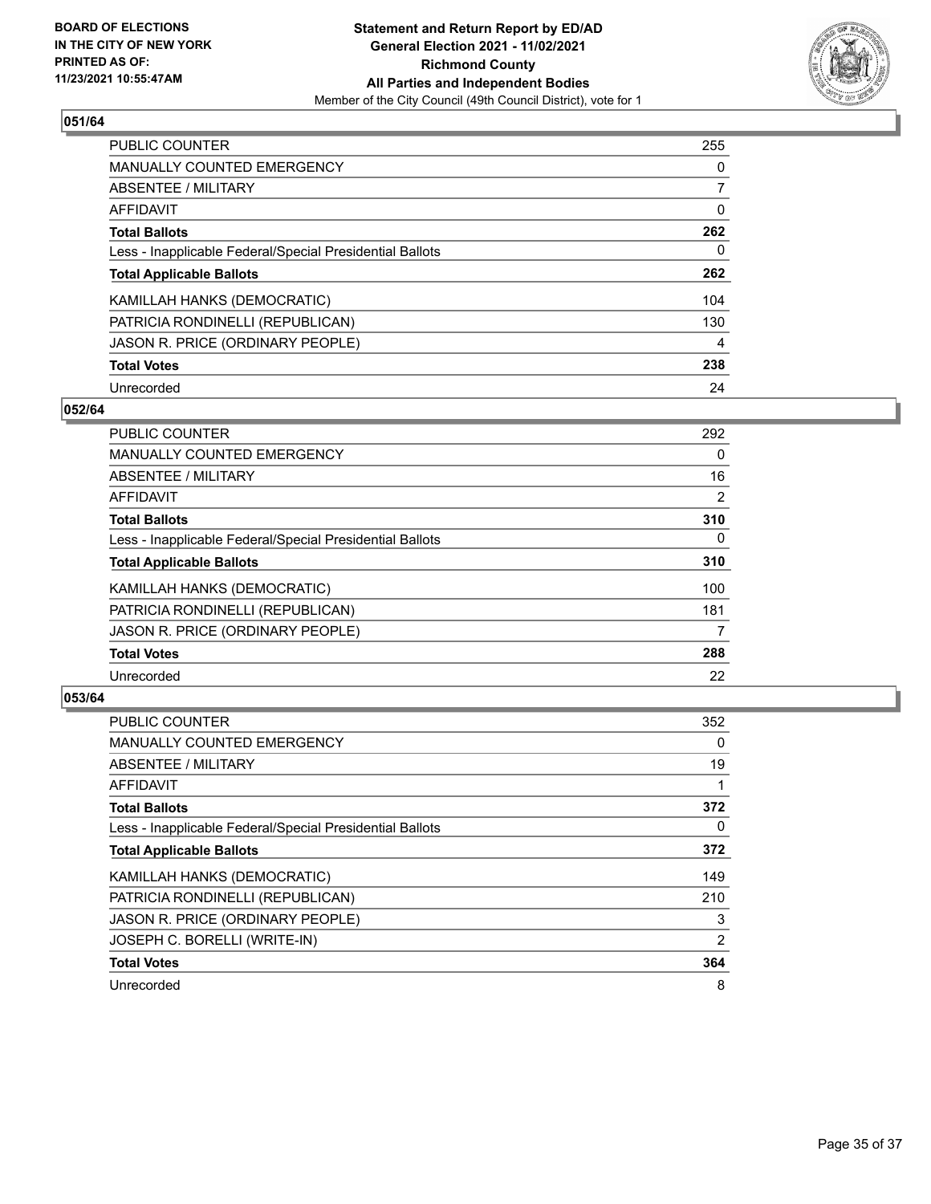## 051/64

| | |
|---|---|
| PUBLIC COUNTER | 255 |
| MANUALLY COUNTED EMERGENCY | 0 |
| ABSENTEE / MILITARY | 7 |
| AFFIDAVIT | 0 |
| **Total Ballots** | **262** |
| Less - Inapplicable Federal/Special Presidential Ballots | 0 |
| **Total Applicable Ballots** | **262** |
| KAMILLAH HANKS (DEMOCRATIC) | 104 |
| PATRICIA RONDINELLI (REPUBLICAN) | 130 |
| JASON R. PRICE (ORDINARY PEOPLE) | 4 |
| **Total Votes** | **238** |
| Unrecorded | 24 |

## 052/64

| | |
|---|---|
| PUBLIC COUNTER | 292 |
| MANUALLY COUNTED EMERGENCY | 0 |
| ABSENTEE / MILITARY | 16 |
| AFFIDAVIT | 2 |
| **Total Ballots** | **310** |
| Less - Inapplicable Federal/Special Presidential Ballots | 0 |
| **Total Applicable Ballots** | **310** |
| KAMILLAH HANKS (DEMOCRATIC) | 100 |
| PATRICIA RONDINELLI (REPUBLICAN) | 181 |
| JASON R. PRICE (ORDINARY PEOPLE) | 7 |
| **Total Votes** | **288** |
| Unrecorded | 22 |

## 053/64

| | |
|---|---|
| PUBLIC COUNTER | 352 |
| MANUALLY COUNTED EMERGENCY | 0 |
| ABSENTEE / MILITARY | 19 |
| AFFIDAVIT | 1 |
| **Total Ballots** | **372** |
| Less - Inapplicable Federal/Special Presidential Ballots | 0 |
| **Total Applicable Ballots** | **372** |
| KAMILLAH HANKS (DEMOCRATIC) | 149 |
| PATRICIA RONDINELLI (REPUBLICAN) | 210 |
| JASON R. PRICE (ORDINARY PEOPLE) | 3 |
| JOSEPH C. BORELLI (WRITE-IN) | 2 |
| **Total Votes** | **364** |
| Unrecorded | 8 |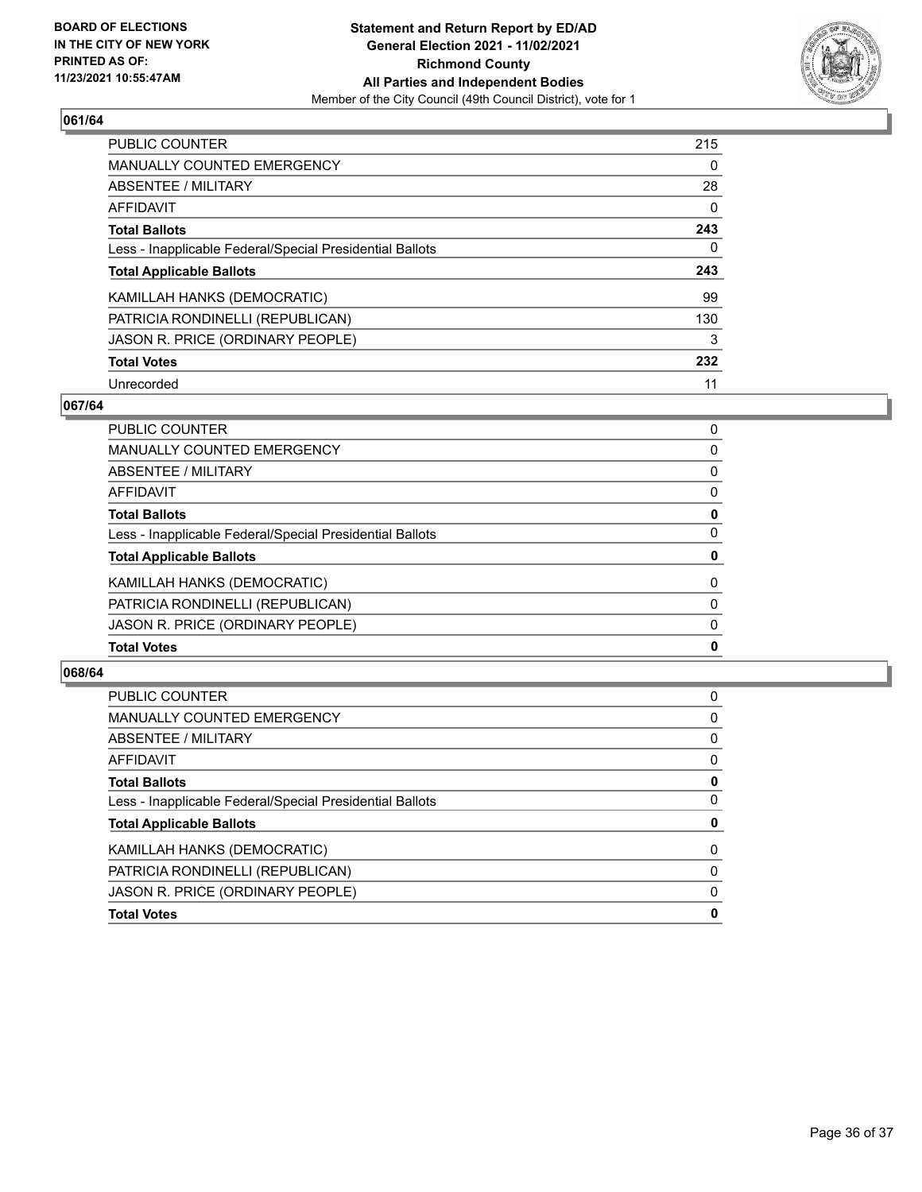**BOARD OF ELECTIONS IN THE CITY OF NEW YORK PRINTED AS OF: 11/23/2021 10:55:47AM**

**Statement and Return Report by ED/AD General Election 2021 - 11/02/2021 Richmond County All Parties and Independent Bodies**
Member of the City Council (49th Council District), vote for 1

### 061/64

| | |
|---|---|
| PUBLIC COUNTER | 215 |
| MANUALLY COUNTED EMERGENCY | 0 |
| ABSENTEE / MILITARY | 28 |
| AFFIDAVIT | 0 |
| **Total Ballots** | **243** |
| Less - Inapplicable Federal/Special Presidential Ballots | 0 |
| **Total Applicable Ballots** | **243** |
| KAMILLAH HANKS (DEMOCRATIC) | 99 |
| PATRICIA RONDINELLI (REPUBLICAN) | 130 |
| JASON R. PRICE (ORDINARY PEOPLE) | 3 |
| **Total Votes** | **232** |
| Unrecorded | 11 |

### 067/64

| | |
|---|---|
| PUBLIC COUNTER | 0 |
| MANUALLY COUNTED EMERGENCY | 0 |
| ABSENTEE / MILITARY | 0 |
| AFFIDAVIT | 0 |
| **Total Ballots** | **0** |
| Less - Inapplicable Federal/Special Presidential Ballots | 0 |
| **Total Applicable Ballots** | **0** |
| KAMILLAH HANKS (DEMOCRATIC) | 0 |
| PATRICIA RONDINELLI (REPUBLICAN) | 0 |
| JASON R. PRICE (ORDINARY PEOPLE) | 0 |
| **Total Votes** | **0** |

### 068/64

| | |
|---|---|
| PUBLIC COUNTER | 0 |
| MANUALLY COUNTED EMERGENCY | 0 |
| ABSENTEE / MILITARY | 0 |
| AFFIDAVIT | 0 |
| **Total Ballots** | **0** |
| Less - Inapplicable Federal/Special Presidential Ballots | 0 |
| **Total Applicable Ballots** | **0** |
| KAMILLAH HANKS (DEMOCRATIC) | 0 |
| PATRICIA RONDINELLI (REPUBLICAN) | 0 |
| JASON R. PRICE (ORDINARY PEOPLE) | 0 |
| **Total Votes** | **0** |